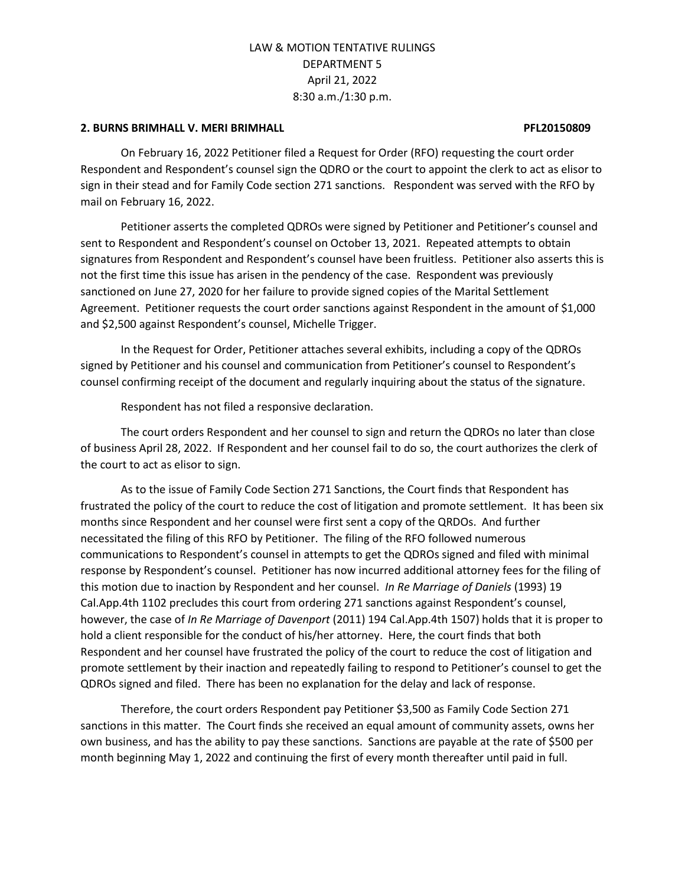# LAW & MOTION TENTATIVE RULINGS
## DEPARTMENT 5
## April 21, 2022
## 8:30 a.m./1:30 p.m.

**2. BURNS BRIMHALL V. MERI BRIMHALL PFL20150809**

On February 16, 2022 Petitioner filed a Request for Order (RFO) requesting the court order Respondent and Respondent's counsel sign the QDRO or the court to appoint the clerk to act as elisor to sign in their stead and for Family Code section 271 sanctions. Respondent was served with the RFO by mail on February 16, 2022.

Petitioner asserts the completed QDROs were signed by Petitioner and Petitioner's counsel and sent to Respondent and Respondent's counsel on October 13, 2021. Repeated attempts to obtain signatures from Respondent and Respondent's counsel have been fruitless. Petitioner also asserts this is not the first time this issue has arisen in the pendency of the case. Respondent was previously sanctioned on June 27, 2020 for her failure to provide signed copies of the Marital Settlement Agreement. Petitioner requests the court order sanctions against Respondent in the amount of $1,000 and $2,500 against Respondent's counsel, Michelle Trigger.

In the Request for Order, Petitioner attaches several exhibits, including a copy of the QDROs signed by Petitioner and his counsel and communication from Petitioner's counsel to Respondent's counsel confirming receipt of the document and regularly inquiring about the status of the signature.

Respondent has not filed a responsive declaration.

The court orders Respondent and her counsel to sign and return the QDROs no later than close of business April 28, 2022. If Respondent and her counsel fail to do so, the court authorizes the clerk of the court to act as elisor to sign.

As to the issue of Family Code Section 271 Sanctions, the Court finds that Respondent has frustrated the policy of the court to reduce the cost of litigation and promote settlement. It has been six months since Respondent and her counsel were first sent a copy of the QRDOs. And further necessitated the filing of this RFO by Petitioner. The filing of the RFO followed numerous communications to Respondent's counsel in attempts to get the QDROs signed and filed with minimal response by Respondent's counsel. Petitioner has now incurred additional attorney fees for the filing of this motion due to inaction by Respondent and her counsel. *In Re Marriage of Daniels* (1993) 19 Cal.App.4th 1102 precludes this court from ordering 271 sanctions against Respondent's counsel, however, the case of *In Re Marriage of Davenport* (2011) 194 Cal.App.4th 1507) holds that it is proper to hold a client responsible for the conduct of his/her attorney. Here, the court finds that both Respondent and her counsel have frustrated the policy of the court to reduce the cost of litigation and promote settlement by their inaction and repeatedly failing to respond to Petitioner's counsel to get the QDROs signed and filed. There has been no explanation for the delay and lack of response.

Therefore, the court orders Respondent pay Petitioner $3,500 as Family Code Section 271 sanctions in this matter. The Court finds she received an equal amount of community assets, owns her own business, and has the ability to pay these sanctions. Sanctions are payable at the rate of $500 per month beginning May 1, 2022 and continuing the first of every month thereafter until paid in full.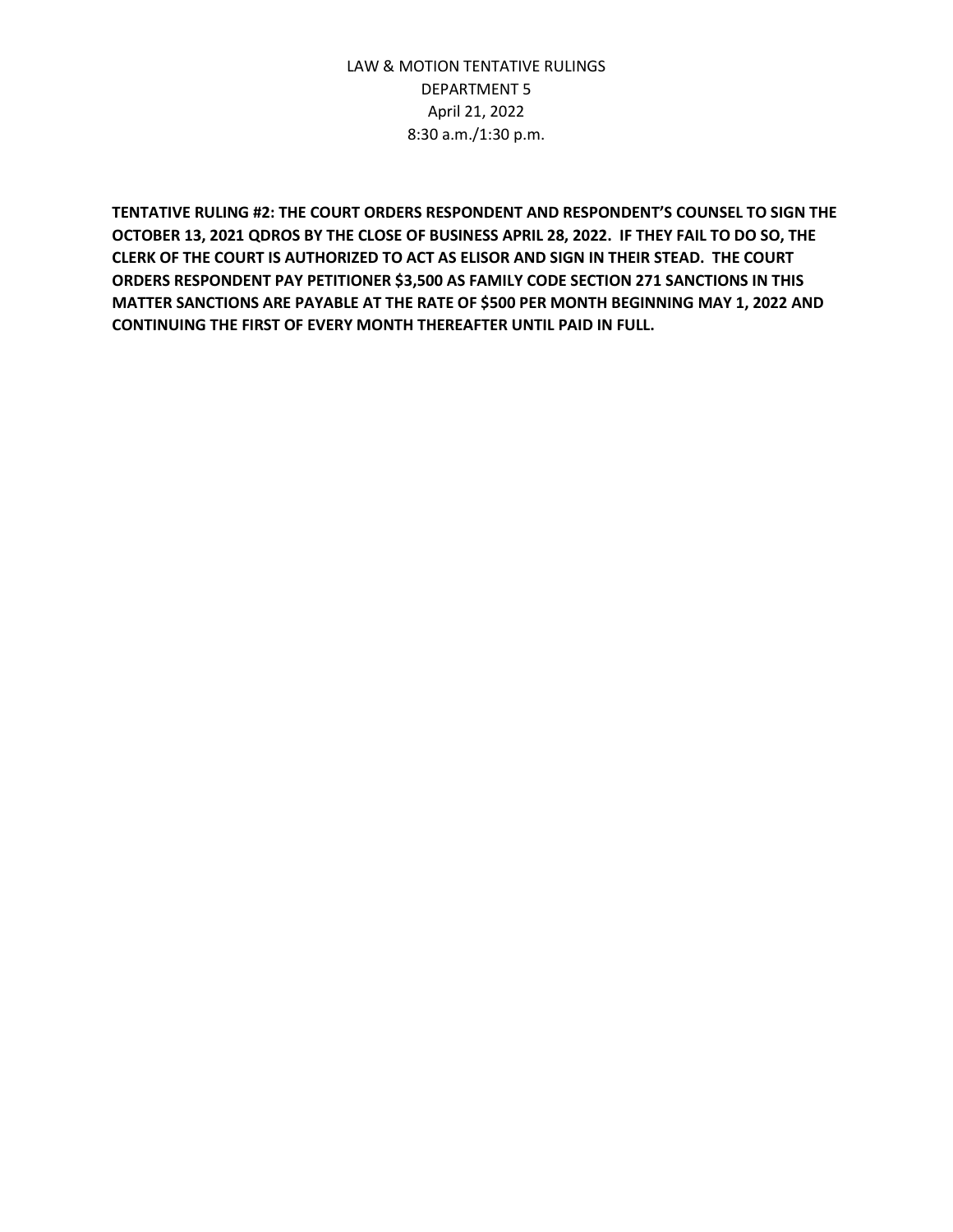LAW & MOTION TENTATIVE RULINGS
DEPARTMENT 5
April 21, 2022
8:30 a.m./1:30 p.m.

**TENTATIVE RULING #2: THE COURT ORDERS RESPONDENT AND RESPONDENT'S COUNSEL TO SIGN THE OCTOBER 13, 2021 QDROS BY THE CLOSE OF BUSINESS APRIL 28, 2022. IF THEY FAIL TO DO SO, THE CLERK OF THE COURT IS AUTHORIZED TO ACT AS ELISOR AND SIGN IN THEIR STEAD. THE COURT ORDERS RESPONDENT PAY PETITIONER $3,500 AS FAMILY CODE SECTION 271 SANCTIONS IN THIS MATTER SANCTIONS ARE PAYABLE AT THE RATE OF $500 PER MONTH BEGINNING MAY 1, 2022 AND CONTINUING THE FIRST OF EVERY MONTH THEREAFTER UNTIL PAID IN FULL.**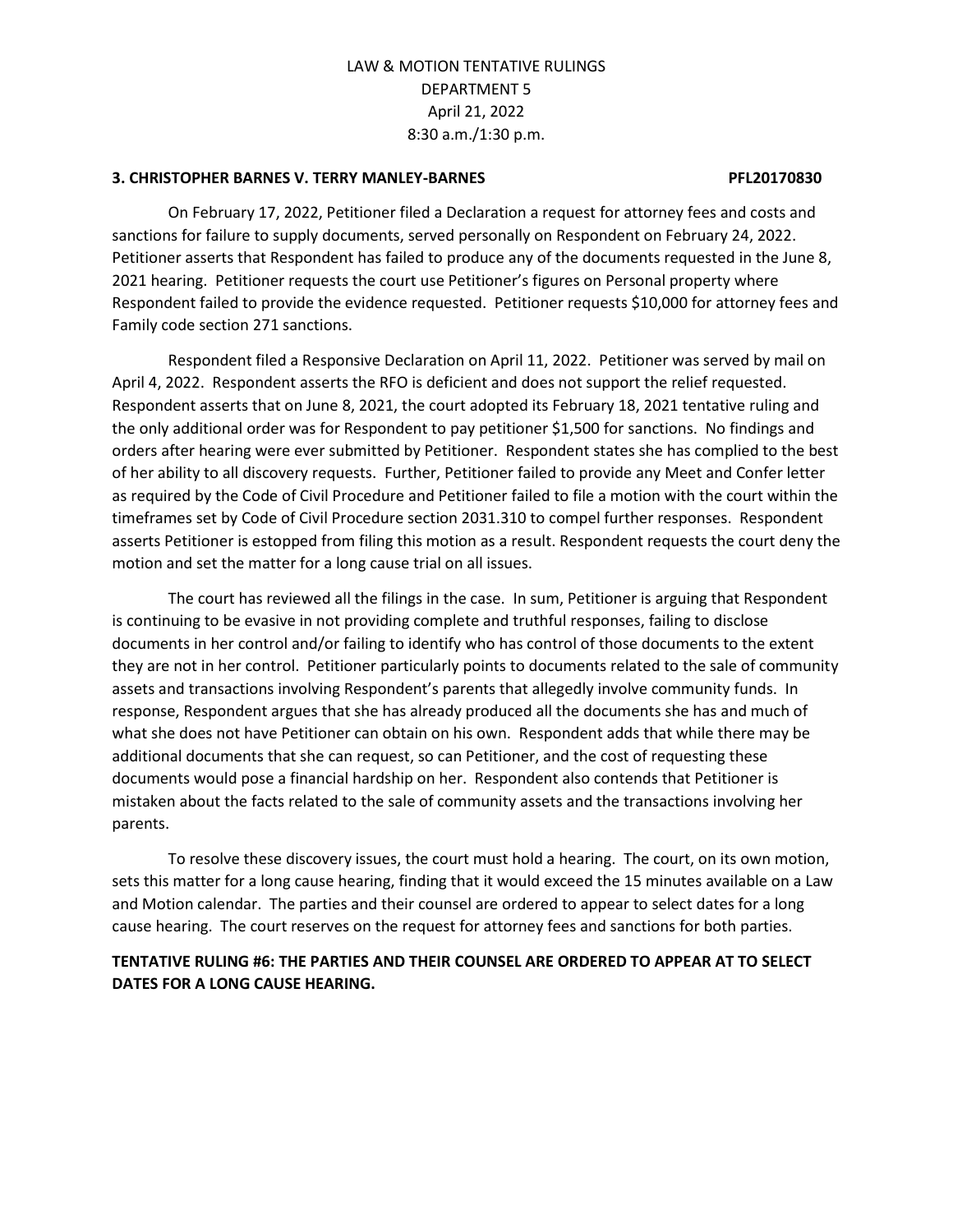LAW & MOTION TENTATIVE RULINGS
DEPARTMENT 5
April 21, 2022
8:30 a.m./1:30 p.m.

**3. CHRISTOPHER BARNES V. TERRY MANLEY-BARNES PFL20170830**

On February 17, 2022, Petitioner filed a Declaration a request for attorney fees and costs and sanctions for failure to supply documents, served personally on Respondent on February 24, 2022. Petitioner asserts that Respondent has failed to produce any of the documents requested in the June 8, 2021 hearing. Petitioner requests the court use Petitioner's figures on Personal property where Respondent failed to provide the evidence requested. Petitioner requests $10,000 for attorney fees and Family code section 271 sanctions.

Respondent filed a Responsive Declaration on April 11, 2022. Petitioner was served by mail on April 4, 2022. Respondent asserts the RFO is deficient and does not support the relief requested. Respondent asserts that on June 8, 2021, the court adopted its February 18, 2021 tentative ruling and the only additional order was for Respondent to pay petitioner $1,500 for sanctions. No findings and orders after hearing were ever submitted by Petitioner. Respondent states she has complied to the best of her ability to all discovery requests. Further, Petitioner failed to provide any Meet and Confer letter as required by the Code of Civil Procedure and Petitioner failed to file a motion with the court within the timeframes set by Code of Civil Procedure section 2031.310 to compel further responses. Respondent asserts Petitioner is estopped from filing this motion as a result. Respondent requests the court deny the motion and set the matter for a long cause trial on all issues.

The court has reviewed all the filings in the case. In sum, Petitioner is arguing that Respondent is continuing to be evasive in not providing complete and truthful responses, failing to disclose documents in her control and/or failing to identify who has control of those documents to the extent they are not in her control. Petitioner particularly points to documents related to the sale of community assets and transactions involving Respondent's parents that allegedly involve community funds. In response, Respondent argues that she has already produced all the documents she has and much of what she does not have Petitioner can obtain on his own. Respondent adds that while there may be additional documents that she can request, so can Petitioner, and the cost of requesting these documents would pose a financial hardship on her. Respondent also contends that Petitioner is mistaken about the facts related to the sale of community assets and the transactions involving her parents.

To resolve these discovery issues, the court must hold a hearing. The court, on its own motion, sets this matter for a long cause hearing, finding that it would exceed the 15 minutes available on a Law and Motion calendar. The parties and their counsel are ordered to appear to select dates for a long cause hearing. The court reserves on the request for attorney fees and sanctions for both parties.

**TENTATIVE RULING #6: THE PARTIES AND THEIR COUNSEL ARE ORDERED TO APPEAR AT TO SELECT DATES FOR A LONG CAUSE HEARING.**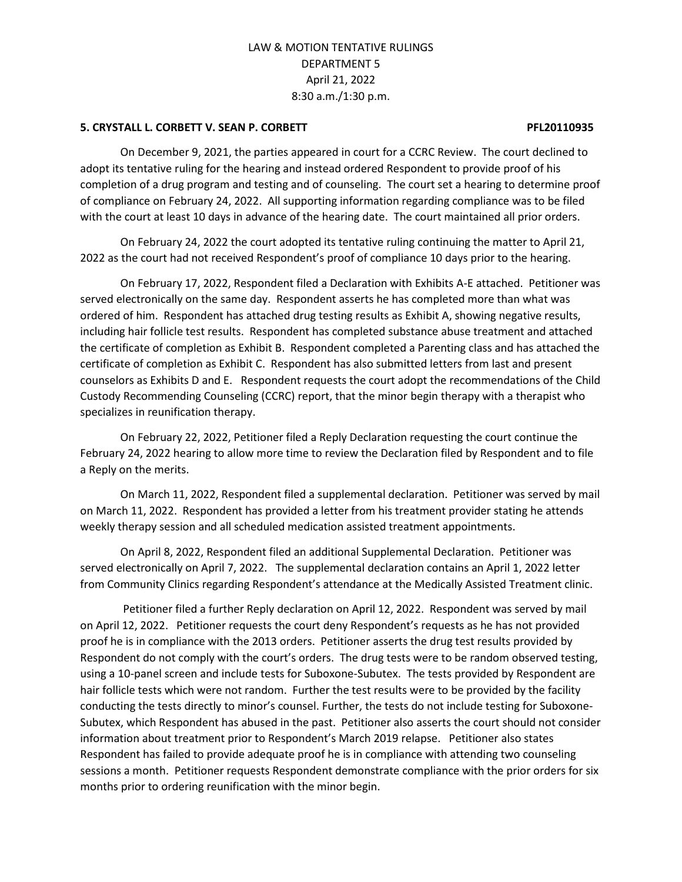LAW & MOTION TENTATIVE RULINGS
DEPARTMENT 5
April 21, 2022
8:30 a.m./1:30 p.m.

**5. CRYSTALL L. CORBETT V. SEAN P. CORBETT PFL20110935**

On December 9, 2021, the parties appeared in court for a CCRC Review. The court declined to adopt its tentative ruling for the hearing and instead ordered Respondent to provide proof of his completion of a drug program and testing and of counseling. The court set a hearing to determine proof of compliance on February 24, 2022. All supporting information regarding compliance was to be filed with the court at least 10 days in advance of the hearing date. The court maintained all prior orders.

On February 24, 2022 the court adopted its tentative ruling continuing the matter to April 21, 2022 as the court had not received Respondent's proof of compliance 10 days prior to the hearing.

On February 17, 2022, Respondent filed a Declaration with Exhibits A-E attached. Petitioner was served electronically on the same day. Respondent asserts he has completed more than what was ordered of him. Respondent has attached drug testing results as Exhibit A, showing negative results, including hair follicle test results. Respondent has completed substance abuse treatment and attached the certificate of completion as Exhibit B. Respondent completed a Parenting class and has attached the certificate of completion as Exhibit C. Respondent has also submitted letters from last and present counselors as Exhibits D and E. Respondent requests the court adopt the recommendations of the Child Custody Recommending Counseling (CCRC) report, that the minor begin therapy with a therapist who specializes in reunification therapy.

On February 22, 2022, Petitioner filed a Reply Declaration requesting the court continue the February 24, 2022 hearing to allow more time to review the Declaration filed by Respondent and to file a Reply on the merits.

On March 11, 2022, Respondent filed a supplemental declaration. Petitioner was served by mail on March 11, 2022. Respondent has provided a letter from his treatment provider stating he attends weekly therapy session and all scheduled medication assisted treatment appointments.

On April 8, 2022, Respondent filed an additional Supplemental Declaration. Petitioner was served electronically on April 7, 2022. The supplemental declaration contains an April 1, 2022 letter from Community Clinics regarding Respondent's attendance at the Medically Assisted Treatment clinic.

Petitioner filed a further Reply declaration on April 12, 2022. Respondent was served by mail on April 12, 2022. Petitioner requests the court deny Respondent's requests as he has not provided proof he is in compliance with the 2013 orders. Petitioner asserts the drug test results provided by Respondent do not comply with the court's orders. The drug tests were to be random observed testing, using a 10-panel screen and include tests for Suboxone-Subutex. The tests provided by Respondent are hair follicle tests which were not random. Further the test results were to be provided by the facility conducting the tests directly to minor's counsel. Further, the tests do not include testing for Suboxone-Subutex, which Respondent has abused in the past. Petitioner also asserts the court should not consider information about treatment prior to Respondent's March 2019 relapse. Petitioner also states Respondent has failed to provide adequate proof he is in compliance with attending two counseling sessions a month. Petitioner requests Respondent demonstrate compliance with the prior orders for six months prior to ordering reunification with the minor begin.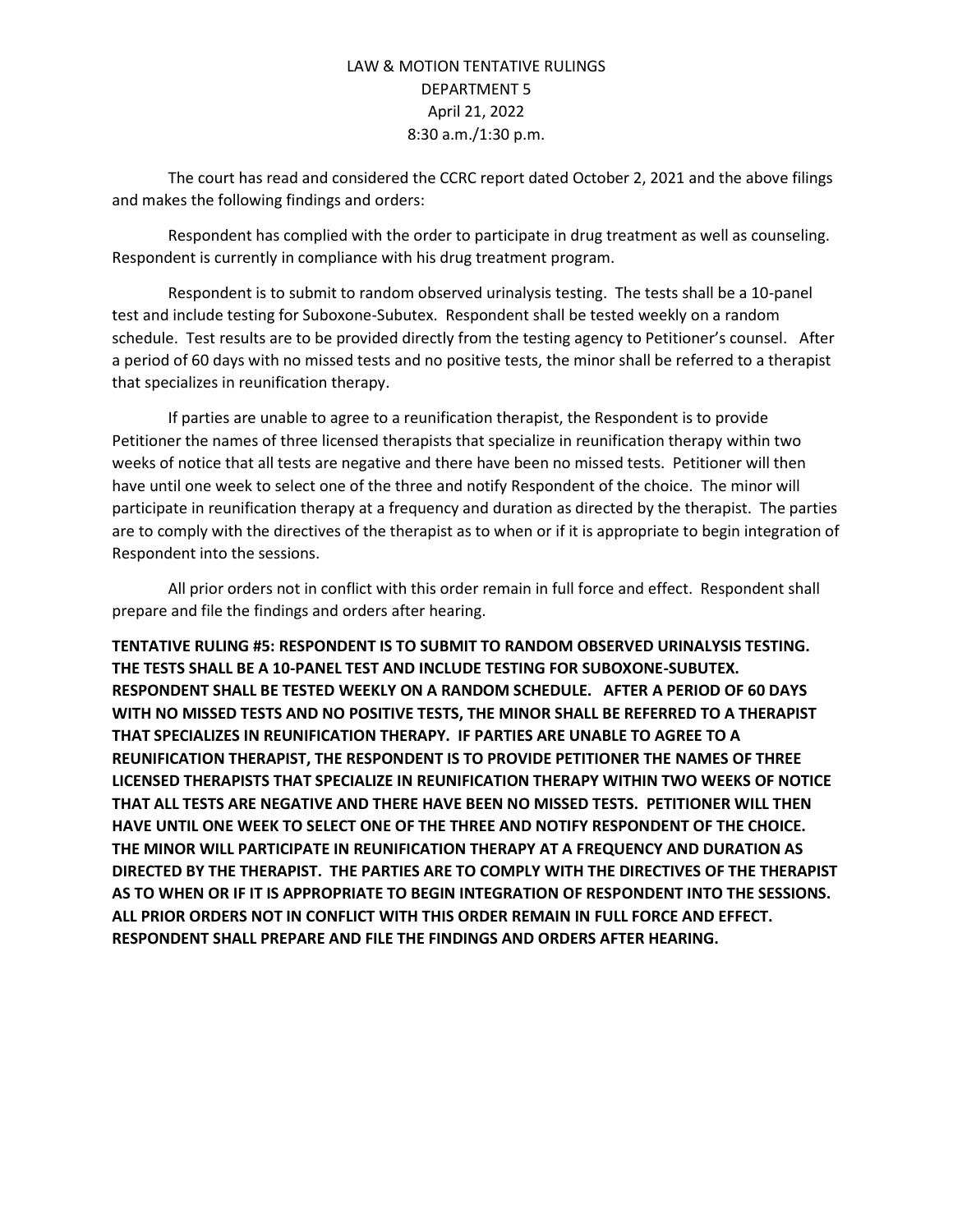LAW & MOTION TENTATIVE RULINGS
DEPARTMENT 5
April 21, 2022
8:30 a.m./1:30 p.m.

The court has read and considered the CCRC report dated October 2, 2021 and the above filings and makes the following findings and orders:

Respondent has complied with the order to participate in drug treatment as well as counseling. Respondent is currently in compliance with his drug treatment program.

Respondent is to submit to random observed urinalysis testing. The tests shall be a 10-panel test and include testing for Suboxone-Subutex. Respondent shall be tested weekly on a random schedule. Test results are to be provided directly from the testing agency to Petitioner's counsel. After a period of 60 days with no missed tests and no positive tests, the minor shall be referred to a therapist that specializes in reunification therapy.

If parties are unable to agree to a reunification therapist, the Respondent is to provide Petitioner the names of three licensed therapists that specialize in reunification therapy within two weeks of notice that all tests are negative and there have been no missed tests. Petitioner will then have until one week to select one of the three and notify Respondent of the choice. The minor will participate in reunification therapy at a frequency and duration as directed by the therapist. The parties are to comply with the directives of the therapist as to when or if it is appropriate to begin integration of Respondent into the sessions.

All prior orders not in conflict with this order remain in full force and effect. Respondent shall prepare and file the findings and orders after hearing.

**TENTATIVE RULING #5: RESPONDENT IS TO SUBMIT TO RANDOM OBSERVED URINALYSIS TESTING. THE TESTS SHALL BE A 10-PANEL TEST AND INCLUDE TESTING FOR SUBOXONE-SUBUTEX. RESPONDENT SHALL BE TESTED WEEKLY ON A RANDOM SCHEDULE. AFTER A PERIOD OF 60 DAYS WITH NO MISSED TESTS AND NO POSITIVE TESTS, THE MINOR SHALL BE REFERRED TO A THERAPIST THAT SPECIALIZES IN REUNIFICATION THERAPY. IF PARTIES ARE UNABLE TO AGREE TO A REUNIFICATION THERAPIST, THE RESPONDENT IS TO PROVIDE PETITIONER THE NAMES OF THREE LICENSED THERAPISTS THAT SPECIALIZE IN REUNIFICATION THERAPY WITHIN TWO WEEKS OF NOTICE THAT ALL TESTS ARE NEGATIVE AND THERE HAVE BEEN NO MISSED TESTS. PETITIONER WILL THEN HAVE UNTIL ONE WEEK TO SELECT ONE OF THE THREE AND NOTIFY RESPONDENT OF THE CHOICE. THE MINOR WILL PARTICIPATE IN REUNIFICATION THERAPY AT A FREQUENCY AND DURATION AS DIRECTED BY THE THERAPIST. THE PARTIES ARE TO COMPLY WITH THE DIRECTIVES OF THE THERAPIST AS TO WHEN OR IF IT IS APPROPRIATE TO BEGIN INTEGRATION OF RESPONDENT INTO THE SESSIONS. ALL PRIOR ORDERS NOT IN CONFLICT WITH THIS ORDER REMAIN IN FULL FORCE AND EFFECT. RESPONDENT SHALL PREPARE AND FILE THE FINDINGS AND ORDERS AFTER HEARING.**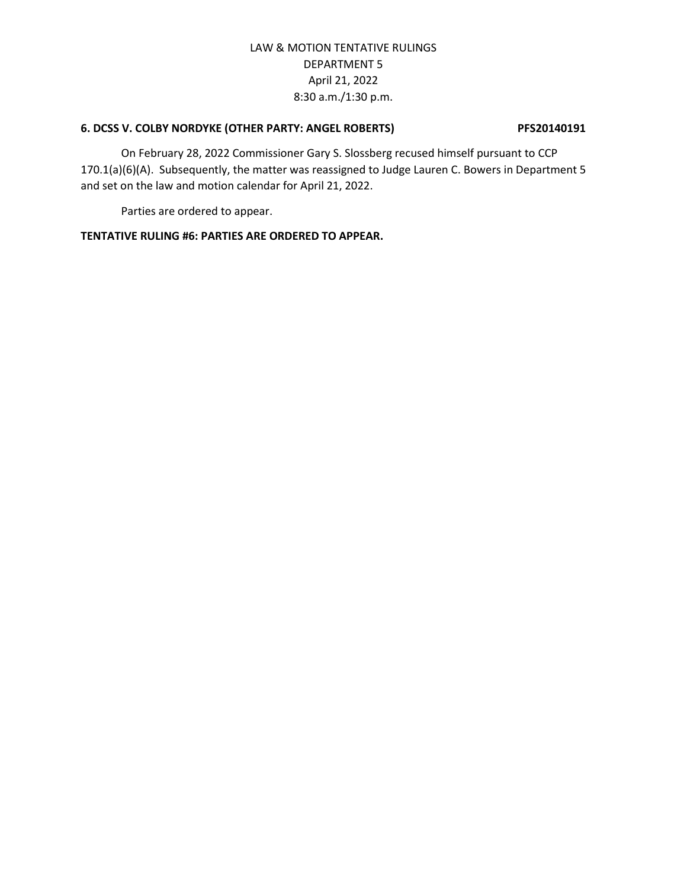LAW & MOTION TENTATIVE RULINGS
DEPARTMENT 5
April 21, 2022
8:30 a.m./1:30 p.m.

**6. DCSS V. COLBY NORDYKE (OTHER PARTY: ANGEL ROBERTS) PFS20140191**

On February 28, 2022 Commissioner Gary S. Slossberg recused himself pursuant to CCP 170.1(a)(6)(A). Subsequently, the matter was reassigned to Judge Lauren C. Bowers in Department 5 and set on the law and motion calendar for April 21, 2022.

Parties are ordered to appear.

**TENTATIVE RULING #6: PARTIES ARE ORDERED TO APPEAR.**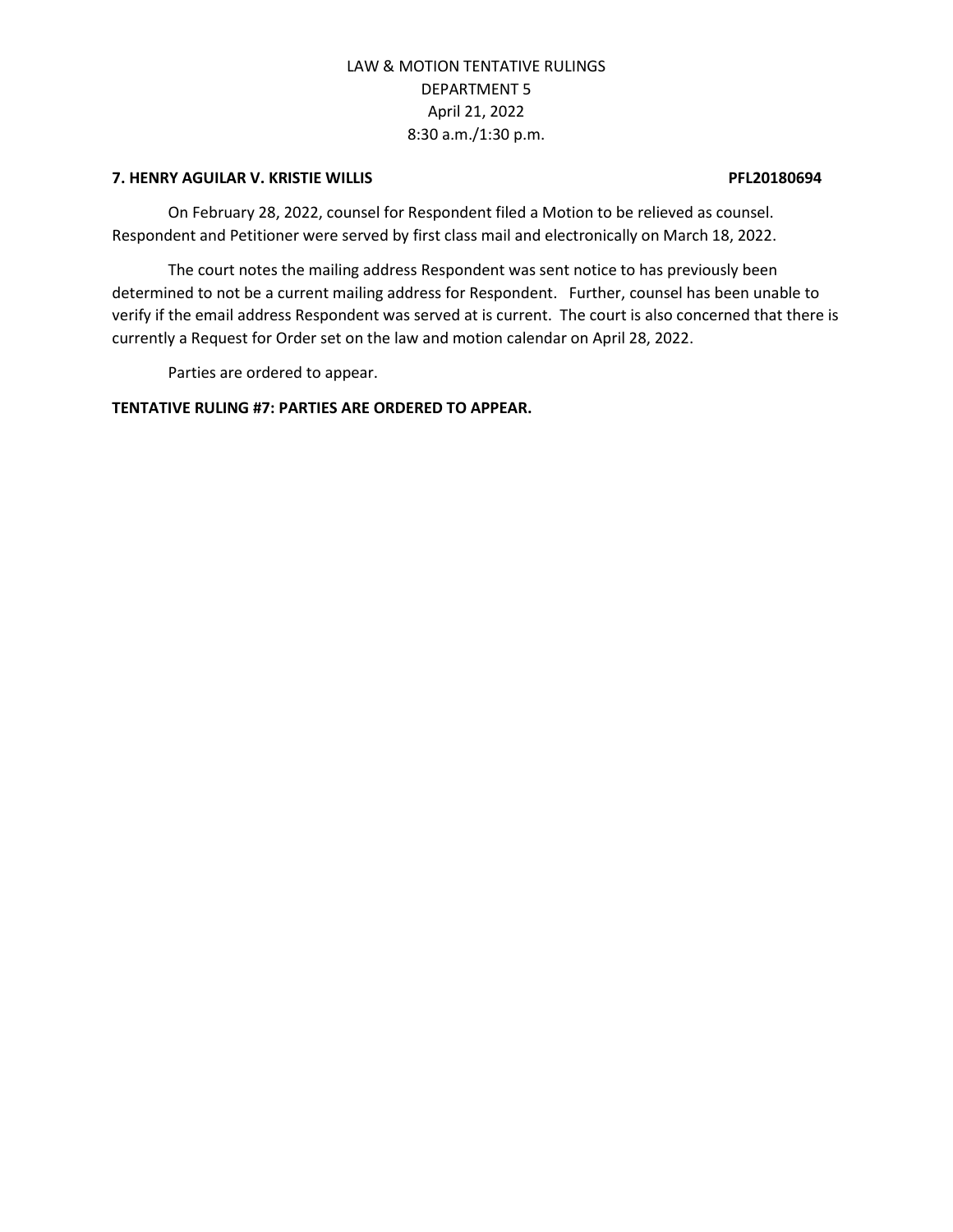LAW & MOTION TENTATIVE RULINGS
DEPARTMENT 5
April 21, 2022
8:30 a.m./1:30 p.m.

**7. HENRY AGUILAR V. KRISTIE WILLIS PFL20180694**

On February 28, 2022, counsel for Respondent filed a Motion to be relieved as counsel. Respondent and Petitioner were served by first class mail and electronically on March 18, 2022.

The court notes the mailing address Respondent was sent notice to has previously been determined to not be a current mailing address for Respondent. Further, counsel has been unable to verify if the email address Respondent was served at is current. The court is also concerned that there is currently a Request for Order set on the law and motion calendar on April 28, 2022.

Parties are ordered to appear.

**TENTATIVE RULING #7: PARTIES ARE ORDERED TO APPEAR.**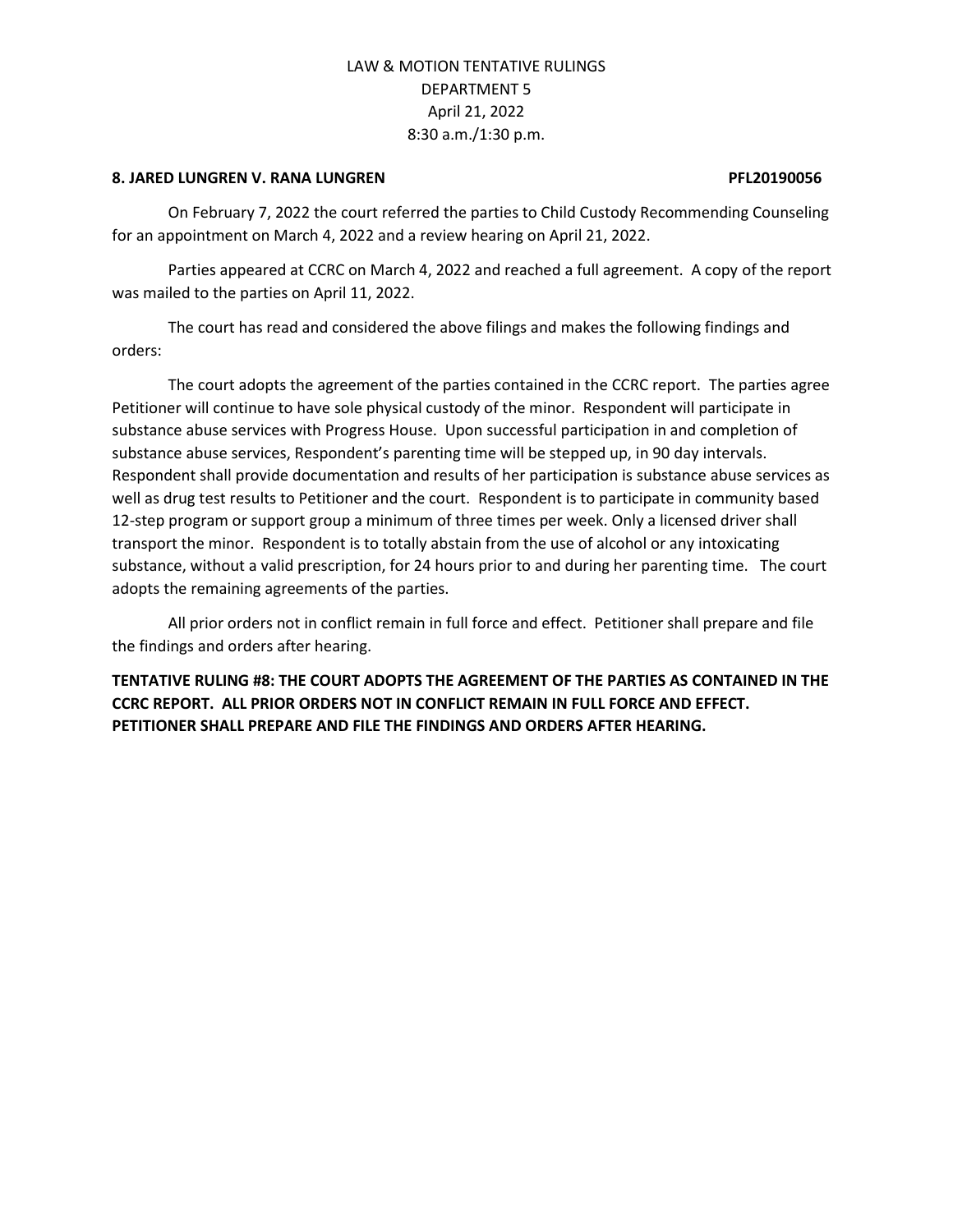LAW & MOTION TENTATIVE RULINGS
DEPARTMENT 5
April 21, 2022
8:30 a.m./1:30 p.m.

**8. JARED LUNGREN V. RANA LUNGREN PFL20190056**

On February 7, 2022 the court referred the parties to Child Custody Recommending Counseling for an appointment on March 4, 2022 and a review hearing on April 21, 2022.

Parties appeared at CCRC on March 4, 2022 and reached a full agreement. A copy of the report was mailed to the parties on April 11, 2022.

The court has read and considered the above filings and makes the following findings and orders:

The court adopts the agreement of the parties contained in the CCRC report. The parties agree Petitioner will continue to have sole physical custody of the minor. Respondent will participate in substance abuse services with Progress House. Upon successful participation in and completion of substance abuse services, Respondent's parenting time will be stepped up, in 90 day intervals. Respondent shall provide documentation and results of her participation is substance abuse services as well as drug test results to Petitioner and the court. Respondent is to participate in community based 12-step program or support group a minimum of three times per week. Only a licensed driver shall transport the minor. Respondent is to totally abstain from the use of alcohol or any intoxicating substance, without a valid prescription, for 24 hours prior to and during her parenting time. The court adopts the remaining agreements of the parties.

All prior orders not in conflict remain in full force and effect. Petitioner shall prepare and file the findings and orders after hearing.

**TENTATIVE RULING #8: THE COURT ADOPTS THE AGREEMENT OF THE PARTIES AS CONTAINED IN THE CCRC REPORT. ALL PRIOR ORDERS NOT IN CONFLICT REMAIN IN FULL FORCE AND EFFECT. PETITIONER SHALL PREPARE AND FILE THE FINDINGS AND ORDERS AFTER HEARING.**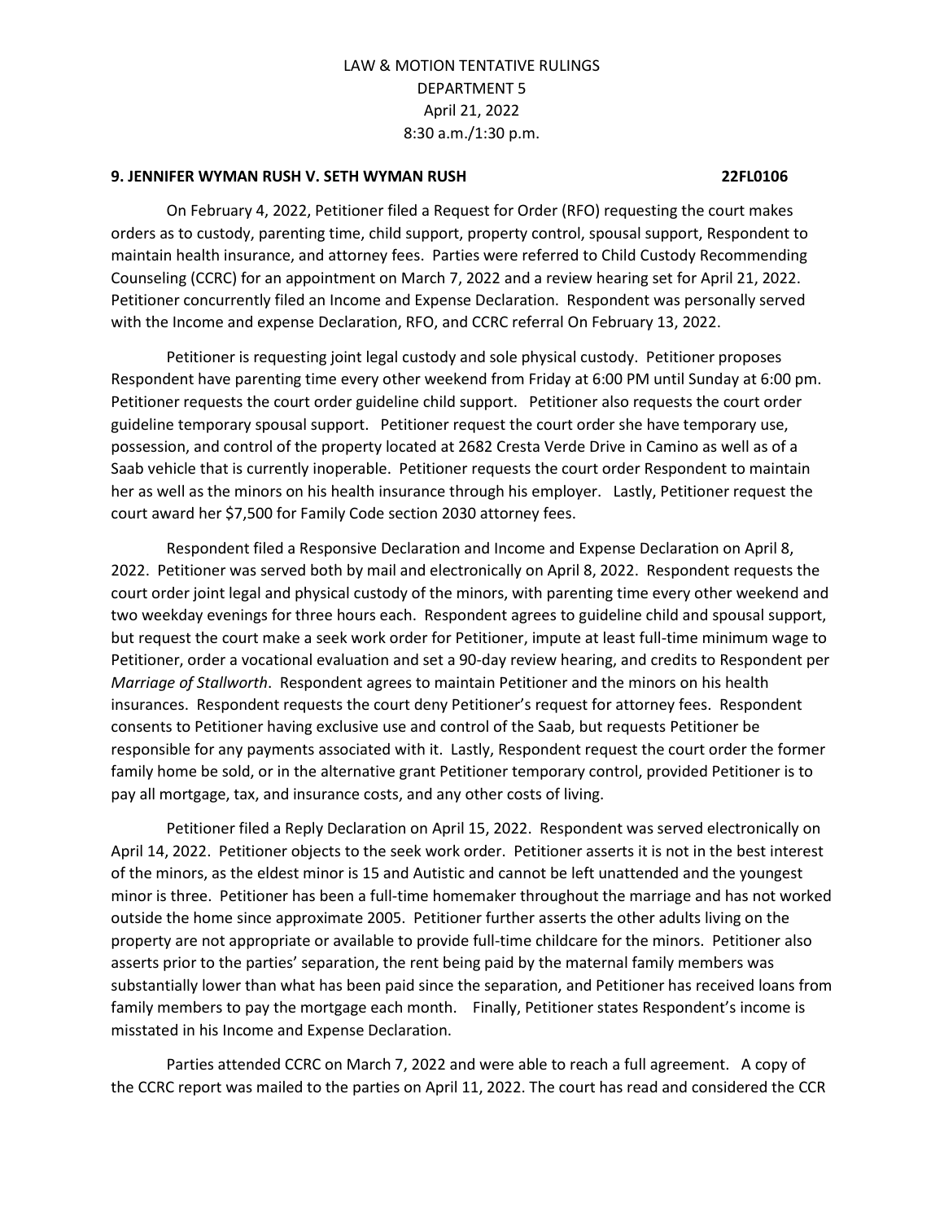LAW & MOTION TENTATIVE RULINGS
DEPARTMENT 5
April 21, 2022
8:30 a.m./1:30 p.m.

**9. JENNIFER WYMAN RUSH V. SETH WYMAN RUSH 22FL0106**

On February 4, 2022, Petitioner filed a Request for Order (RFO) requesting the court makes orders as to custody, parenting time, child support, property control, spousal support, Respondent to maintain health insurance, and attorney fees. Parties were referred to Child Custody Recommending Counseling (CCRC) for an appointment on March 7, 2022 and a review hearing set for April 21, 2022. Petitioner concurrently filed an Income and Expense Declaration. Respondent was personally served with the Income and expense Declaration, RFO, and CCRC referral On February 13, 2022.

Petitioner is requesting joint legal custody and sole physical custody. Petitioner proposes Respondent have parenting time every other weekend from Friday at 6:00 PM until Sunday at 6:00 pm. Petitioner requests the court order guideline child support. Petitioner also requests the court order guideline temporary spousal support. Petitioner request the court order she have temporary use, possession, and control of the property located at 2682 Cresta Verde Drive in Camino as well as of a Saab vehicle that is currently inoperable. Petitioner requests the court order Respondent to maintain her as well as the minors on his health insurance through his employer. Lastly, Petitioner request the court award her $7,500 for Family Code section 2030 attorney fees.

Respondent filed a Responsive Declaration and Income and Expense Declaration on April 8, 2022. Petitioner was served both by mail and electronically on April 8, 2022. Respondent requests the court order joint legal and physical custody of the minors, with parenting time every other weekend and two weekday evenings for three hours each. Respondent agrees to guideline child and spousal support, but request the court make a seek work order for Petitioner, impute at least full-time minimum wage to Petitioner, order a vocational evaluation and set a 90-day review hearing, and credits to Respondent per *Marriage of Stallworth*. Respondent agrees to maintain Petitioner and the minors on his health insurances. Respondent requests the court deny Petitioner's request for attorney fees. Respondent consents to Petitioner having exclusive use and control of the Saab, but requests Petitioner be responsible for any payments associated with it. Lastly, Respondent request the court order the former family home be sold, or in the alternative grant Petitioner temporary control, provided Petitioner is to pay all mortgage, tax, and insurance costs, and any other costs of living.

Petitioner filed a Reply Declaration on April 15, 2022. Respondent was served electronically on April 14, 2022. Petitioner objects to the seek work order. Petitioner asserts it is not in the best interest of the minors, as the eldest minor is 15 and Autistic and cannot be left unattended and the youngest minor is three. Petitioner has been a full-time homemaker throughout the marriage and has not worked outside the home since approximate 2005. Petitioner further asserts the other adults living on the property are not appropriate or available to provide full-time childcare for the minors. Petitioner also asserts prior to the parties' separation, the rent being paid by the maternal family members was substantially lower than what has been paid since the separation, and Petitioner has received loans from family members to pay the mortgage each month. Finally, Petitioner states Respondent's income is misstated in his Income and Expense Declaration.

Parties attended CCRC on March 7, 2022 and were able to reach a full agreement. A copy of the CCRC report was mailed to the parties on April 11, 2022. The court has read and considered the CCR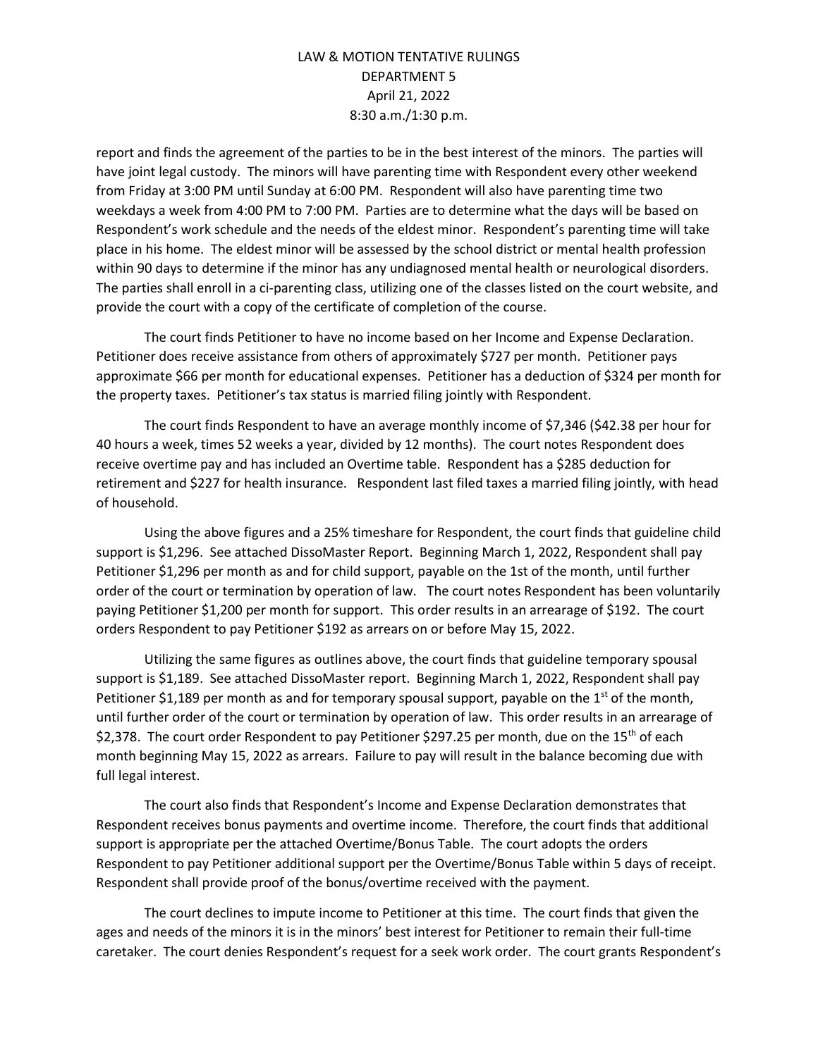report and finds the agreement of the parties to be in the best interest of the minors. The parties will have joint legal custody. The minors will have parenting time with Respondent every other weekend from Friday at 3:00 PM until Sunday at 6:00 PM. Respondent will also have parenting time two weekdays a week from 4:00 PM to 7:00 PM. Parties are to determine what the days will be based on Respondent's work schedule and the needs of the eldest minor. Respondent's parenting time will take place in his home. The eldest minor will be assessed by the school district or mental health profession within 90 days to determine if the minor has any undiagnosed mental health or neurological disorders. The parties shall enroll in a ci-parenting class, utilizing one of the classes listed on the court website, and provide the court with a copy of the certificate of completion of the course.

The court finds Petitioner to have no income based on her Income and Expense Declaration. Petitioner does receive assistance from others of approximately $727 per month. Petitioner pays approximate $66 per month for educational expenses. Petitioner has a deduction of $324 per month for the property taxes. Petitioner's tax status is married filing jointly with Respondent.

The court finds Respondent to have an average monthly income of $7,346 ($42.38 per hour for 40 hours a week, times 52 weeks a year, divided by 12 months). The court notes Respondent does receive overtime pay and has included an Overtime table. Respondent has a $285 deduction for retirement and $227 for health insurance. Respondent last filed taxes a married filing jointly, with head of household.

Using the above figures and a 25% timeshare for Respondent, the court finds that guideline child support is $1,296. See attached DissoMaster Report. Beginning March 1, 2022, Respondent shall pay Petitioner $1,296 per month as and for child support, payable on the 1st of the month, until further order of the court or termination by operation of law. The court notes Respondent has been voluntarily paying Petitioner $1,200 per month for support. This order results in an arrearage of $192. The court orders Respondent to pay Petitioner $192 as arrears on or before May 15, 2022.

Utilizing the same figures as outlines above, the court finds that guideline temporary spousal support is $1,189. See attached DissoMaster report. Beginning March 1, 2022, Respondent shall pay Petitioner $1,189 per month as and for temporary spousal support, payable on the 1st of the month, until further order of the court or termination by operation of law. This order results in an arrearage of $2,378. The court order Respondent to pay Petitioner $297.25 per month, due on the 15th of each month beginning May 15, 2022 as arrears. Failure to pay will result in the balance becoming due with full legal interest.

The court also finds that Respondent's Income and Expense Declaration demonstrates that Respondent receives bonus payments and overtime income. Therefore, the court finds that additional support is appropriate per the attached Overtime/Bonus Table. The court adopts the orders Respondent to pay Petitioner additional support per the Overtime/Bonus Table within 5 days of receipt. Respondent shall provide proof of the bonus/overtime received with the payment.

The court declines to impute income to Petitioner at this time. The court finds that given the ages and needs of the minors it is in the minors' best interest for Petitioner to remain their full-time caretaker. The court denies Respondent's request for a seek work order. The court grants Respondent's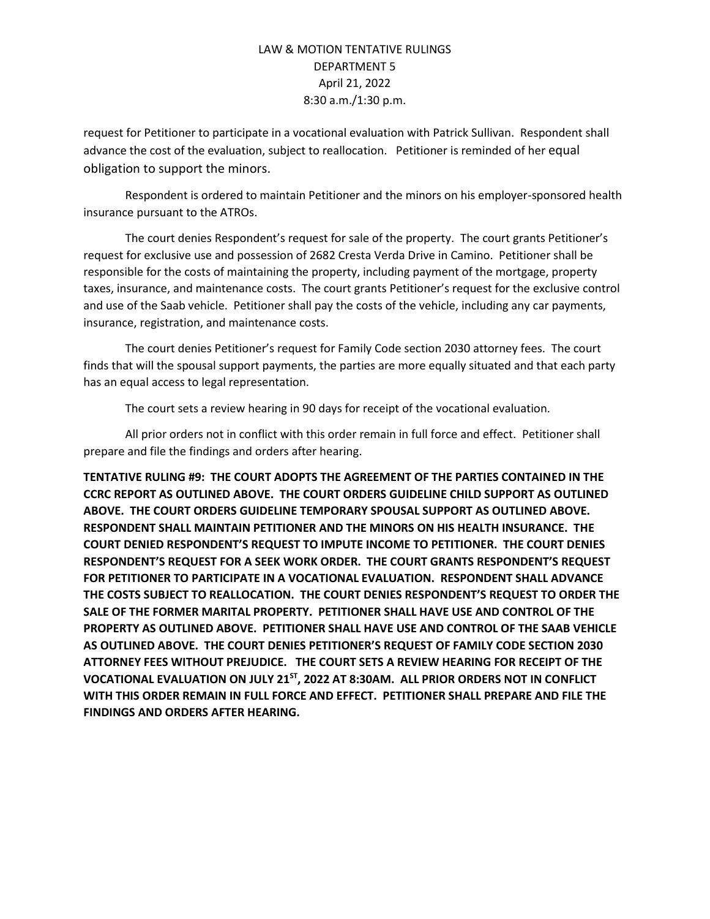request for Petitioner to participate in a vocational evaluation with Patrick Sullivan. Respondent shall advance the cost of the evaluation, subject to reallocation. Petitioner is reminded of her equal obligation to support the minors.

Respondent is ordered to maintain Petitioner and the minors on his employer-sponsored health insurance pursuant to the ATROs.

The court denies Respondent's request for sale of the property. The court grants Petitioner's request for exclusive use and possession of 2682 Cresta Verda Drive in Camino. Petitioner shall be responsible for the costs of maintaining the property, including payment of the mortgage, property taxes, insurance, and maintenance costs. The court grants Petitioner's request for the exclusive control and use of the Saab vehicle. Petitioner shall pay the costs of the vehicle, including any car payments, insurance, registration, and maintenance costs.

The court denies Petitioner's request for Family Code section 2030 attorney fees. The court finds that will the spousal support payments, the parties are more equally situated and that each party has an equal access to legal representation.

The court sets a review hearing in 90 days for receipt of the vocational evaluation.

All prior orders not in conflict with this order remain in full force and effect. Petitioner shall prepare and file the findings and orders after hearing.

**TENTATIVE RULING #9: THE COURT ADOPTS THE AGREEMENT OF THE PARTIES CONTAINED IN THE CCRC REPORT AS OUTLINED ABOVE. THE COURT ORDERS GUIDELINE CHILD SUPPORT AS OUTLINED ABOVE. THE COURT ORDERS GUIDELINE TEMPORARY SPOUSAL SUPPORT AS OUTLINED ABOVE. RESPONDENT SHALL MAINTAIN PETITIONER AND THE MINORS ON HIS HEALTH INSURANCE. THE COURT DENIED RESPONDENT'S REQUEST TO IMPUTE INCOME TO PETITIONER. THE COURT DENIES RESPONDENT'S REQUEST FOR A SEEK WORK ORDER. THE COURT GRANTS RESPONDENT'S REQUEST FOR PETITIONER TO PARTICIPATE IN A VOCATIONAL EVALUATION. RESPONDENT SHALL ADVANCE THE COSTS SUBJECT TO REALLOCATION. THE COURT DENIES RESPONDENT'S REQUEST TO ORDER THE SALE OF THE FORMER MARITAL PROPERTY. PETITIONER SHALL HAVE USE AND CONTROL OF THE PROPERTY AS OUTLINED ABOVE. PETITIONER SHALL HAVE USE AND CONTROL OF THE SAAB VEHICLE AS OUTLINED ABOVE. THE COURT DENIES PETITIONER'S REQUEST OF FAMILY CODE SECTION 2030 ATTORNEY FEES WITHOUT PREJUDICE. THE COURT SETS A REVIEW HEARING FOR RECEIPT OF THE VOCATIONAL EVALUATION ON JULY 21ST, 2022 AT 8:30AM. ALL PRIOR ORDERS NOT IN CONFLICT WITH THIS ORDER REMAIN IN FULL FORCE AND EFFECT. PETITIONER SHALL PREPARE AND FILE THE FINDINGS AND ORDERS AFTER HEARING.**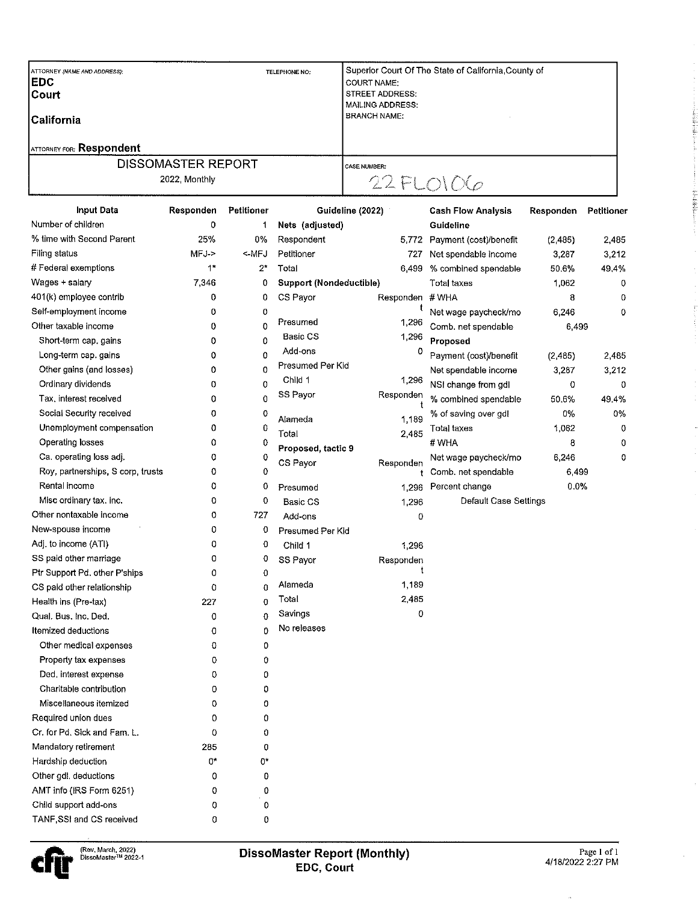| ATTORNEY (NAME AND ADDRESS): | TELEPHONE NO: | Superior Court Of The State of California,County of |
|---|---|---|
| **EDC** | | COURT NAME: |
| **Court** | | STREET ADDRESS: |
| | | MAILING ADDRESS: |
| **California** | | BRANCH NAME: |
| ATTORNEY FOR: **Respondent** | | |

| DISSOMASTER REPORT | CASE NUMBER: |
|---|---|
| 2022, Monthly | 22FL0106 |

| Input Data | Responden | Petitioner |
|---|---|---|
| Number of children | 0 | 1 |
| % time with Second Parent | 25% | 0% |
| Filing status | MFJ-> | <-MFJ |
| # Federal exemptions | 1* | 2* |
| Wages + salary | 7,346 | 0 |
| 401(k) employee contrib | 0 | 0 |
| Self-employment income | 0 | 0 |
| Other taxable income | 0 | 0 |
| Short-term cap. gains | 0 | 0 |
| Long-term cap. gains | 0 | 0 |
| Other gains (and losses) | 0 | 0 |
| Ordinary dividends | 0 | 0 |
| Tax. interest received | 0 | 0 |
| Social Security received | 0 | 0 |
| Unemployment compensation | 0 | 0 |
| Operating losses | 0 | 0 |
| Ca. operating loss adj. | 0 | 0 |
| Roy, partnerships, S corp, trusts | 0 | 0 |
| Rental income | 0 | 0 |
| Misc ordinary tax. inc. | 0 | 0 |
| Other nontaxable income | 0 | 727 |
| New-spouse income | 0 | 0 |
| Adj. to income (ATI) | 0 | 0 |
| SS paid other marriage | 0 | 0 |
| Ptr Support Pd. other P'ships | 0 | 0 |
| CS paid other relationship | 0 | 0 |
| Health ins (Pre-tax) | 227 | 0 |
| Qual. Bus. Inc. Ded. | 0 | 0 |
| Itemized deductions | 0 | 0 |
| Other medical expenses | 0 | 0 |
| Property tax expenses | 0 | 0 |
| Ded. interest expense | 0 | 0 |
| Charitable contribution | 0 | 0 |
| Miscellaneous itemized | 0 | 0 |
| Required union dues | 0 | 0 |
| Cr. for Pd. Sick and Fam. L. | 0 | 0 |
| Mandatory retirement | 285 | 0 |
| Hardship deduction | 0* | 0* |
| Other gdl. deductions | 0 | 0 |
| AMT info (IRS Form 6251) | 0 | 0 |
| Child support add-ons | 0 | 0 |
| TANF,SSI and CS received | 0 | 0 |

| Guideline (2022) | |
|---|---|
| **Nets (adjusted)** | |
| Respondent | 5,772 |
| Petitioner | 727 |
| Total | 6,499 |
| **Support (Nondeductible)** | |
| CS Payor | Respondent |
| Presumed | 1,296 |
| Basic CS | 1,296 |
| Add-ons | 0 |
| Presumed Per Kid | |
| Child 1 | 1,296 |
| SS Payor | Respondent |
| Alameda | 1,189 |
| Total | 2,485 |
| **Proposed, tactic 9** | |
| CS Payor | Respondent |
| Presumed | 1,296 |
| Basic CS | 1,296 |
| Add-ons | 0 |
| Presumed Per Kid | |
| Child 1 | 1,296 |
| SS Payor | Respondent |
| Alameda | 1,189 |
| Total | 2,485 |
| Savings | 0 |
| No releases | |

| Cash Flow Analysis | Responden | Petitioner |
|---|---|---|
| **Guideline** | | |
| Payment (cost)/benefit | (2,485) | 2,485 |
| Net spendable income | 3,287 | 3,212 |
| % combined spendable | 50.6% | 49.4% |
| Total taxes | 1,062 | 0 |
| # WHA | 8 | 0 |
| Net wage paycheck/mo | 6,246 | 0 |
| Comb. net spendable | 6,499 | |
| **Proposed** | | |
| Payment (cost)/benefit | (2,485) | 2,485 |
| Net spendable income | 3,287 | 3,212 |
| NSI change from gdl | 0 | 0 |
| % combined spendable | 50.6% | 49.4% |
| % of saving over gdl | 0% | 0% |
| Total taxes | 1,062 | 0 |
| # WHA | 8 | 0 |
| Net wage paycheck/mo | 6,246 | 0 |
| Comb. net spendable | 6,499 | |
| Percent change | 0.0% | |

Default Case Settings

(Rev. March, 2022) DissoMaster™ 2022-1

**DissoMaster Report (Monthly)**
**EDC, Court**

4/18/2022 2:27 PM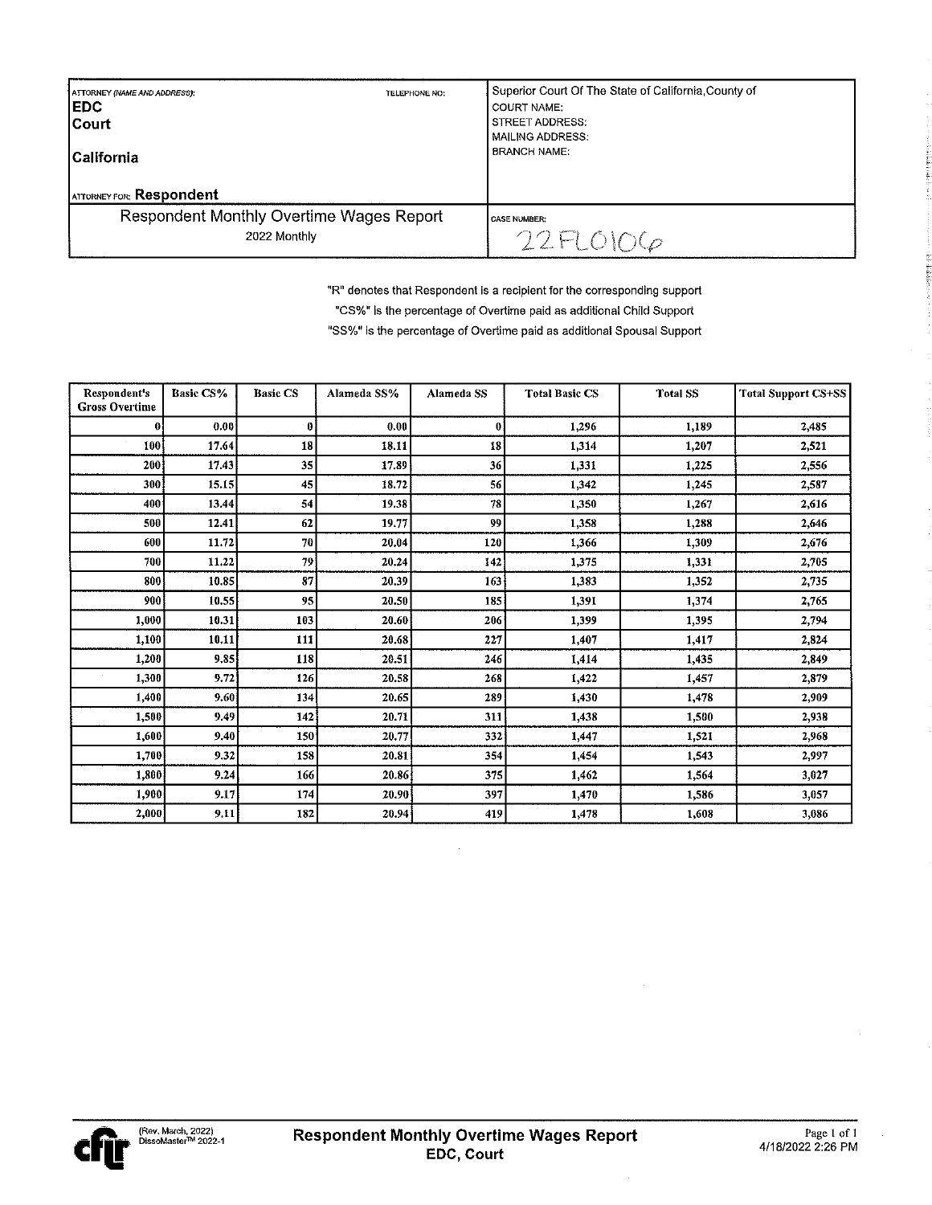| ATTORNEY (NAME AND ADDRESS): TELEPHONE NO: | Superior Court Of The State of California, County of |
| --- | --- |
| **EDC**<br>**Court**<br><br>**California** | COURT NAME:<br>STREET ADDRESS:<br>MAILING ADDRESS:<br>BRANCH NAME: |
| ATTORNEY FOR: **Respondent** | |
| Respondent Monthly Overtime Wages Report<br>2022 Monthly | CASE NUMBER:<br>22FL0106 |

"R" denotes that Respondent is a recipient for the corresponding support

"CS%" is the percentage of Overtime paid as additional Child Support

"SS%" is the percentage of Overtime paid as additional Spousal Support

| Respondent's Gross Overtime | Basic CS% | Basic CS | Alameda SS% | Alameda SS | Total Basic CS | Total SS | Total Support CS+SS |
| --- | --- | --- | --- | --- | --- | --- | --- |
| 0 | 0.00 | 0 | 0.00 | 0 | 1,296 | 1,189 | 2,485 |
| 100 | 17.64 | 18 | 18.11 | 18 | 1,314 | 1,207 | 2,521 |
| 200 | 17.43 | 35 | 17.89 | 36 | 1,331 | 1,225 | 2,556 |
| 300 | 15.15 | 45 | 18.72 | 56 | 1,342 | 1,245 | 2,587 |
| 400 | 13.44 | 54 | 19.38 | 78 | 1,350 | 1,267 | 2,616 |
| 500 | 12.41 | 62 | 19.77 | 99 | 1,358 | 1,288 | 2,646 |
| 600 | 11.72 | 70 | 20.04 | 120 | 1,366 | 1,309 | 2,676 |
| 700 | 11.22 | 79 | 20.24 | 142 | 1,375 | 1,331 | 2,705 |
| 800 | 10.85 | 87 | 20.39 | 163 | 1,383 | 1,352 | 2,735 |
| 900 | 10.55 | 95 | 20.50 | 185 | 1,391 | 1,374 | 2,765 |
| 1,000 | 10.31 | 103 | 20.60 | 206 | 1,399 | 1,395 | 2,794 |
| 1,100 | 10.11 | 111 | 20.68 | 227 | 1,407 | 1,417 | 2,824 |
| 1,200 | 9.85 | 118 | 20.51 | 246 | 1,414 | 1,435 | 2,849 |
| 1,300 | 9.72 | 126 | 20.58 | 268 | 1,422 | 1,457 | 2,879 |
| 1,400 | 9.60 | 134 | 20.65 | 289 | 1,430 | 1,478 | 2,909 |
| 1,500 | 9.49 | 142 | 20.71 | 311 | 1,438 | 1,500 | 2,938 |
| 1,600 | 9.40 | 150 | 20.77 | 332 | 1,447 | 1,521 | 2,968 |
| 1,700 | 9.32 | 158 | 20.81 | 354 | 1,454 | 1,543 | 2,997 |
| 1,800 | 9.24 | 166 | 20.86 | 375 | 1,462 | 1,564 | 3,027 |
| 1,900 | 9.17 | 174 | 20.90 | 397 | 1,470 | 1,586 | 3,057 |
| 2,000 | 9.11 | 182 | 20.94 | 419 | 1,478 | 1,608 | 3,086 |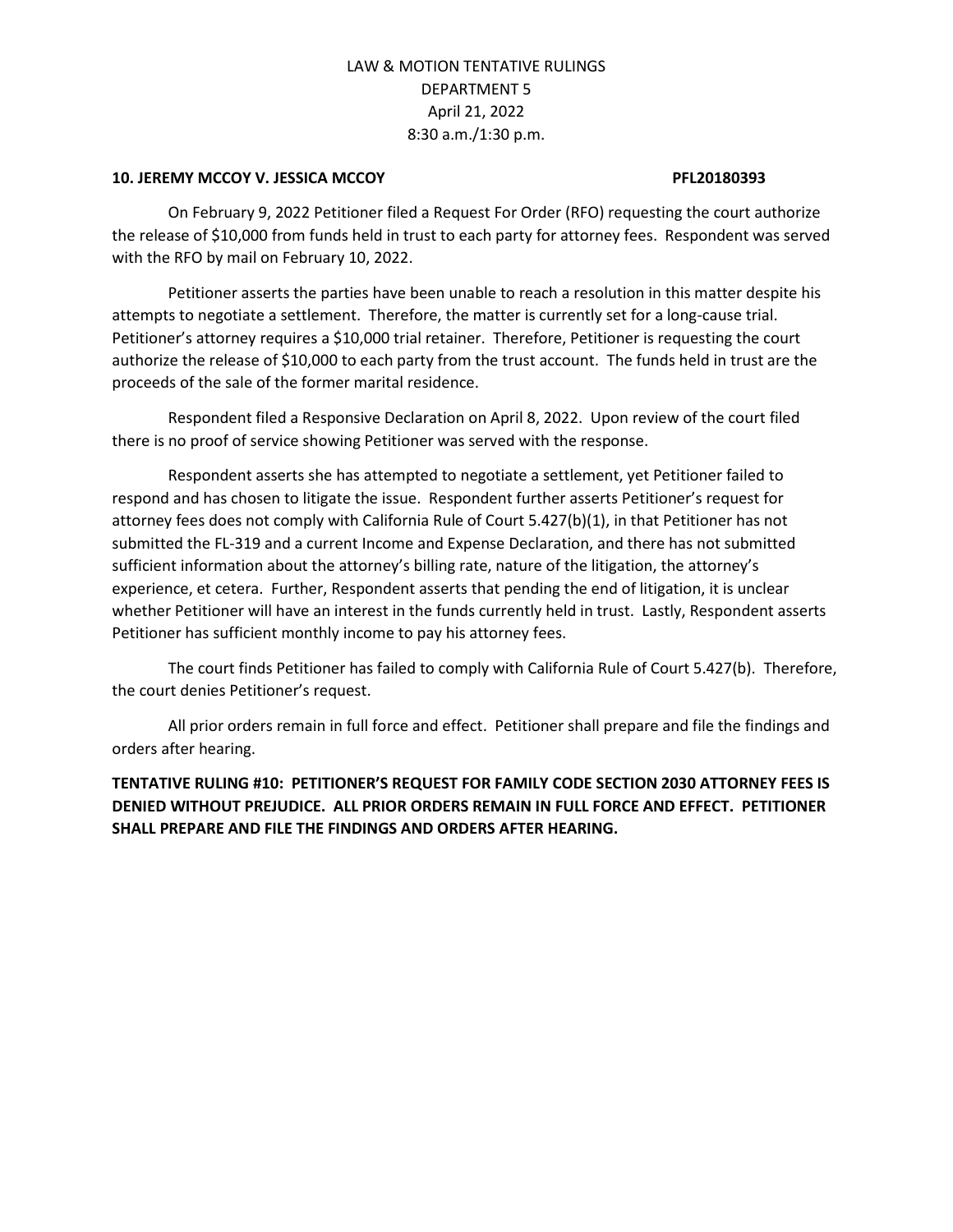LAW & MOTION TENTATIVE RULINGS
DEPARTMENT 5
April 21, 2022
8:30 a.m./1:30 p.m.

**10. JEREMY MCCOY V. JESSICA MCCOY PFL20180393**

On February 9, 2022 Petitioner filed a Request For Order (RFO) requesting the court authorize the release of $10,000 from funds held in trust to each party for attorney fees. Respondent was served with the RFO by mail on February 10, 2022.

Petitioner asserts the parties have been unable to reach a resolution in this matter despite his attempts to negotiate a settlement. Therefore, the matter is currently set for a long-cause trial. Petitioner's attorney requires a $10,000 trial retainer. Therefore, Petitioner is requesting the court authorize the release of $10,000 to each party from the trust account. The funds held in trust are the proceeds of the sale of the former marital residence.

Respondent filed a Responsive Declaration on April 8, 2022. Upon review of the court filed there is no proof of service showing Petitioner was served with the response.

Respondent asserts she has attempted to negotiate a settlement, yet Petitioner failed to respond and has chosen to litigate the issue. Respondent further asserts Petitioner's request for attorney fees does not comply with California Rule of Court 5.427(b)(1), in that Petitioner has not submitted the FL-319 and a current Income and Expense Declaration, and there has not submitted sufficient information about the attorney's billing rate, nature of the litigation, the attorney's experience, et cetera. Further, Respondent asserts that pending the end of litigation, it is unclear whether Petitioner will have an interest in the funds currently held in trust. Lastly, Respondent asserts Petitioner has sufficient monthly income to pay his attorney fees.

The court finds Petitioner has failed to comply with California Rule of Court 5.427(b). Therefore, the court denies Petitioner's request.

All prior orders remain in full force and effect. Petitioner shall prepare and file the findings and orders after hearing.

**TENTATIVE RULING #10: PETITIONER'S REQUEST FOR FAMILY CODE SECTION 2030 ATTORNEY FEES IS DENIED WITHOUT PREJUDICE. ALL PRIOR ORDERS REMAIN IN FULL FORCE AND EFFECT. PETITIONER SHALL PREPARE AND FILE THE FINDINGS AND ORDERS AFTER HEARING.**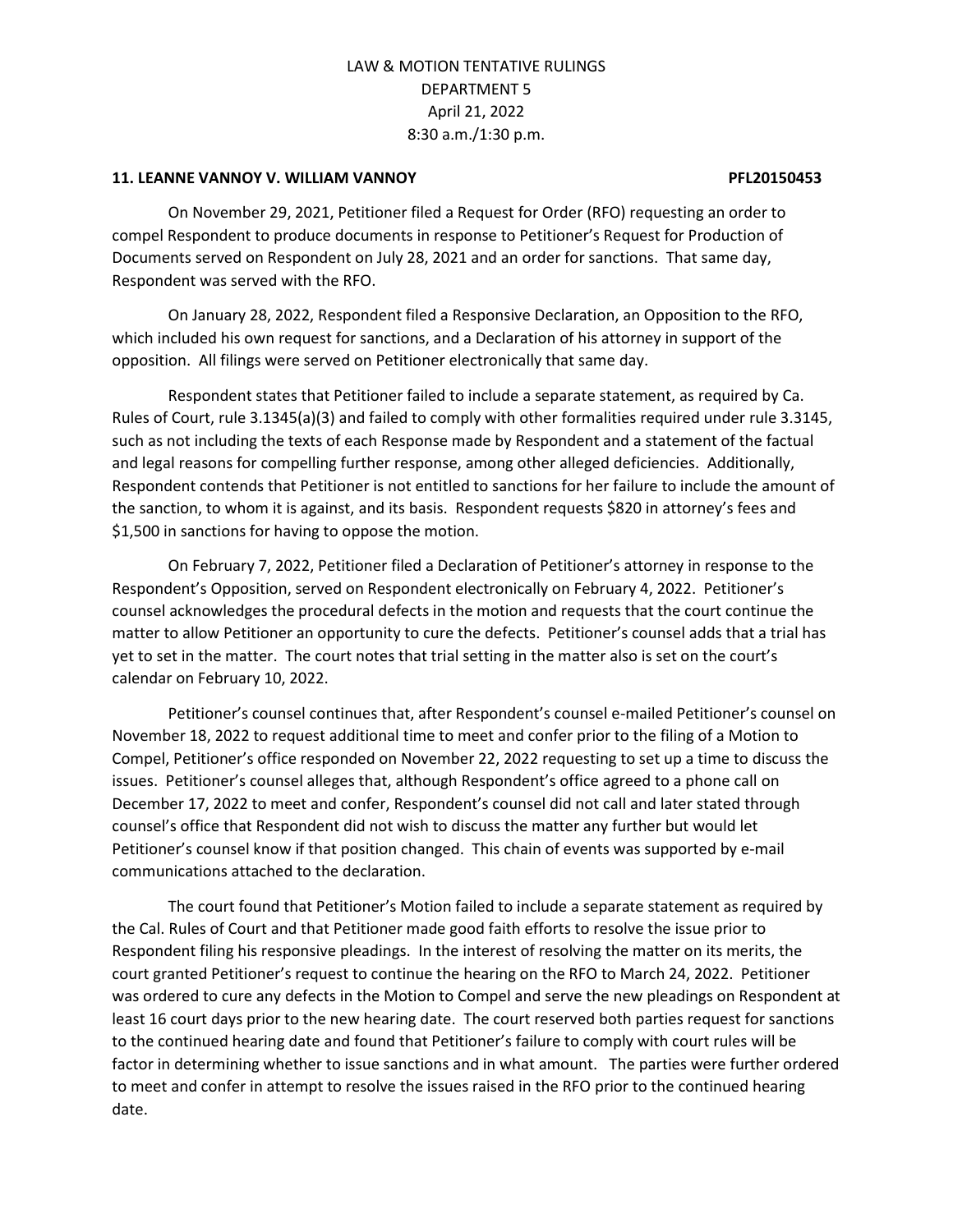LAW & MOTION TENTATIVE RULINGS
DEPARTMENT 5
April 21, 2022
8:30 a.m./1:30 p.m.

**11. LEANNE VANNOY V. WILLIAM VANNOY PFL20150453**

On November 29, 2021, Petitioner filed a Request for Order (RFO) requesting an order to compel Respondent to produce documents in response to Petitioner's Request for Production of Documents served on Respondent on July 28, 2021 and an order for sanctions. That same day, Respondent was served with the RFO.

On January 28, 2022, Respondent filed a Responsive Declaration, an Opposition to the RFO, which included his own request for sanctions, and a Declaration of his attorney in support of the opposition. All filings were served on Petitioner electronically that same day.

Respondent states that Petitioner failed to include a separate statement, as required by Ca. Rules of Court, rule 3.1345(a)(3) and failed to comply with other formalities required under rule 3.3145, such as not including the texts of each Response made by Respondent and a statement of the factual and legal reasons for compelling further response, among other alleged deficiencies. Additionally, Respondent contends that Petitioner is not entitled to sanctions for her failure to include the amount of the sanction, to whom it is against, and its basis. Respondent requests $820 in attorney's fees and $1,500 in sanctions for having to oppose the motion.

On February 7, 2022, Petitioner filed a Declaration of Petitioner's attorney in response to the Respondent's Opposition, served on Respondent electronically on February 4, 2022. Petitioner's counsel acknowledges the procedural defects in the motion and requests that the court continue the matter to allow Petitioner an opportunity to cure the defects. Petitioner's counsel adds that a trial has yet to set in the matter. The court notes that trial setting in the matter also is set on the court's calendar on February 10, 2022.

Petitioner's counsel continues that, after Respondent's counsel e-mailed Petitioner's counsel on November 18, 2022 to request additional time to meet and confer prior to the filing of a Motion to Compel, Petitioner's office responded on November 22, 2022 requesting to set up a time to discuss the issues. Petitioner's counsel alleges that, although Respondent's office agreed to a phone call on December 17, 2022 to meet and confer, Respondent's counsel did not call and later stated through counsel's office that Respondent did not wish to discuss the matter any further but would let Petitioner's counsel know if that position changed. This chain of events was supported by e-mail communications attached to the declaration.

The court found that Petitioner's Motion failed to include a separate statement as required by the Cal. Rules of Court and that Petitioner made good faith efforts to resolve the issue prior to Respondent filing his responsive pleadings. In the interest of resolving the matter on its merits, the court granted Petitioner's request to continue the hearing on the RFO to March 24, 2022. Petitioner was ordered to cure any defects in the Motion to Compel and serve the new pleadings on Respondent at least 16 court days prior to the new hearing date. The court reserved both parties request for sanctions to the continued hearing date and found that Petitioner's failure to comply with court rules will be factor in determining whether to issue sanctions and in what amount. The parties were further ordered to meet and confer in attempt to resolve the issues raised in the RFO prior to the continued hearing date.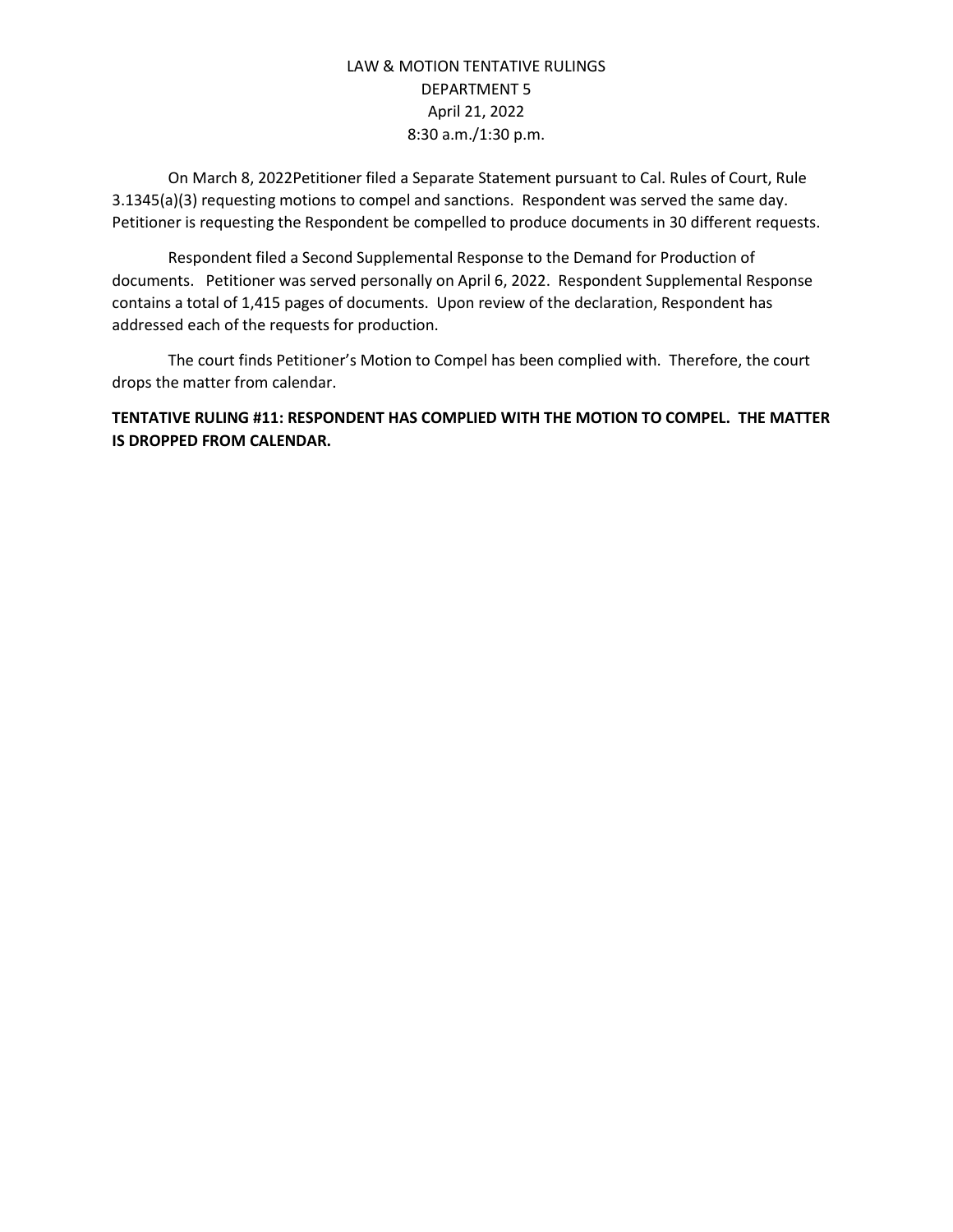LAW & MOTION TENTATIVE RULINGS
DEPARTMENT 5
April 21, 2022
8:30 a.m./1:30 p.m.

On March 8, 2022Petitioner filed a Separate Statement pursuant to Cal. Rules of Court, Rule 3.1345(a)(3) requesting motions to compel and sanctions. Respondent was served the same day. Petitioner is requesting the Respondent be compelled to produce documents in 30 different requests.

Respondent filed a Second Supplemental Response to the Demand for Production of documents. Petitioner was served personally on April 6, 2022. Respondent Supplemental Response contains a total of 1,415 pages of documents. Upon review of the declaration, Respondent has addressed each of the requests for production.

The court finds Petitioner's Motion to Compel has been complied with. Therefore, the court drops the matter from calendar.

**TENTATIVE RULING #11: RESPONDENT HAS COMPLIED WITH THE MOTION TO COMPEL. THE MATTER IS DROPPED FROM CALENDAR.**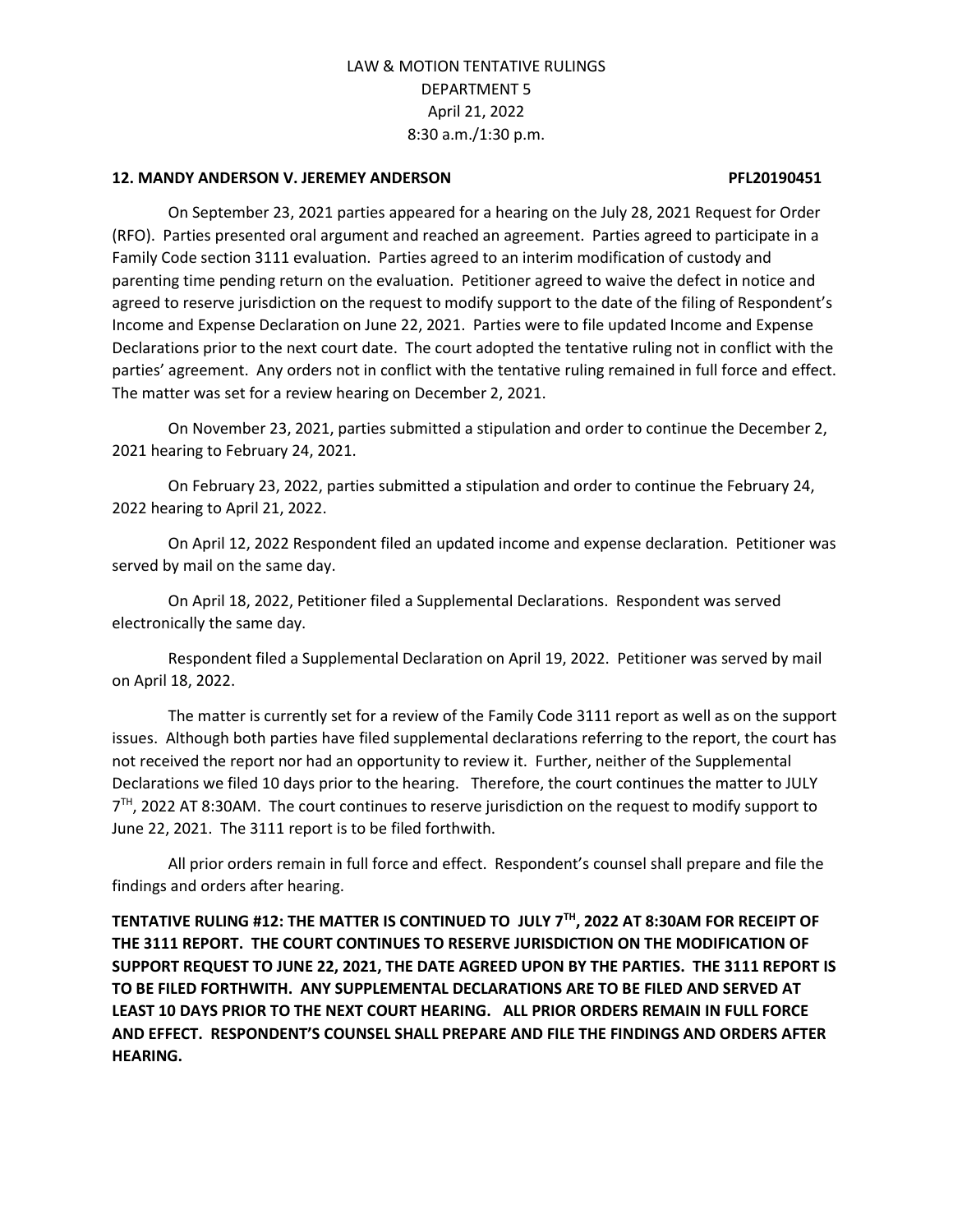LAW & MOTION TENTATIVE RULINGS
DEPARTMENT 5
April 21, 2022
8:30 a.m./1:30 p.m.

**12. MANDY ANDERSON V. JEREMEY ANDERSON PFL20190451**

On September 23, 2021 parties appeared for a hearing on the July 28, 2021 Request for Order (RFO). Parties presented oral argument and reached an agreement. Parties agreed to participate in a Family Code section 3111 evaluation. Parties agreed to an interim modification of custody and parenting time pending return on the evaluation. Petitioner agreed to waive the defect in notice and agreed to reserve jurisdiction on the request to modify support to the date of the filing of Respondent's Income and Expense Declaration on June 22, 2021. Parties were to file updated Income and Expense Declarations prior to the next court date. The court adopted the tentative ruling not in conflict with the parties' agreement. Any orders not in conflict with the tentative ruling remained in full force and effect. The matter was set for a review hearing on December 2, 2021.

On November 23, 2021, parties submitted a stipulation and order to continue the December 2, 2021 hearing to February 24, 2021.

On February 23, 2022, parties submitted a stipulation and order to continue the February 24, 2022 hearing to April 21, 2022.

On April 12, 2022 Respondent filed an updated income and expense declaration. Petitioner was served by mail on the same day.

On April 18, 2022, Petitioner filed a Supplemental Declarations. Respondent was served electronically the same day.

Respondent filed a Supplemental Declaration on April 19, 2022. Petitioner was served by mail on April 18, 2022.

The matter is currently set for a review of the Family Code 3111 report as well as on the support issues. Although both parties have filed supplemental declarations referring to the report, the court has not received the report nor had an opportunity to review it. Further, neither of the Supplemental Declarations we filed 10 days prior to the hearing. Therefore, the court continues the matter to JULY 7TH, 2022 AT 8:30AM. The court continues to reserve jurisdiction on the request to modify support to June 22, 2021. The 3111 report is to be filed forthwith.

All prior orders remain in full force and effect. Respondent's counsel shall prepare and file the findings and orders after hearing.

**TENTATIVE RULING #12: THE MATTER IS CONTINUED TO JULY 7TH, 2022 AT 8:30AM FOR RECEIPT OF THE 3111 REPORT. THE COURT CONTINUES TO RESERVE JURISDICTION ON THE MODIFICATION OF SUPPORT REQUEST TO JUNE 22, 2021, THE DATE AGREED UPON BY THE PARTIES. THE 3111 REPORT IS TO BE FILED FORTHWITH. ANY SUPPLEMENTAL DECLARATIONS ARE TO BE FILED AND SERVED AT LEAST 10 DAYS PRIOR TO THE NEXT COURT HEARING. ALL PRIOR ORDERS REMAIN IN FULL FORCE AND EFFECT. RESPONDENT'S COUNSEL SHALL PREPARE AND FILE THE FINDINGS AND ORDERS AFTER HEARING.**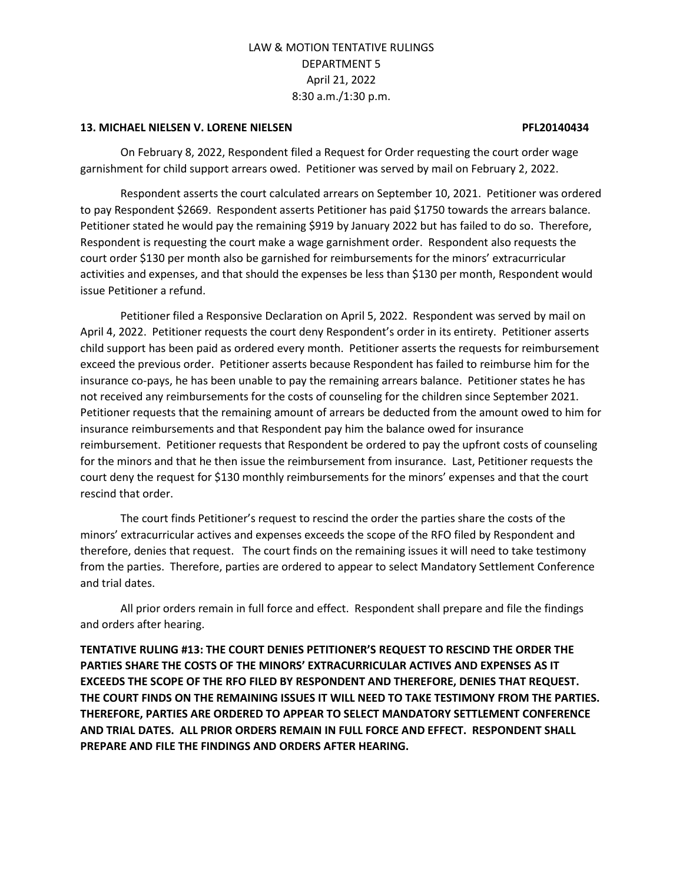LAW & MOTION TENTATIVE RULINGS
DEPARTMENT 5
April 21, 2022
8:30 a.m./1:30 p.m.

**13. MICHAEL NIELSEN V. LORENE NIELSEN PFL20140434**

On February 8, 2022, Respondent filed a Request for Order requesting the court order wage garnishment for child support arrears owed. Petitioner was served by mail on February 2, 2022.

Respondent asserts the court calculated arrears on September 10, 2021. Petitioner was ordered to pay Respondent $2669. Respondent asserts Petitioner has paid $1750 towards the arrears balance. Petitioner stated he would pay the remaining $919 by January 2022 but has failed to do so. Therefore, Respondent is requesting the court make a wage garnishment order. Respondent also requests the court order $130 per month also be garnished for reimbursements for the minors' extracurricular activities and expenses, and that should the expenses be less than $130 per month, Respondent would issue Petitioner a refund.

Petitioner filed a Responsive Declaration on April 5, 2022. Respondent was served by mail on April 4, 2022. Petitioner requests the court deny Respondent's order in its entirety. Petitioner asserts child support has been paid as ordered every month. Petitioner asserts the requests for reimbursement exceed the previous order. Petitioner asserts because Respondent has failed to reimburse him for the insurance co-pays, he has been unable to pay the remaining arrears balance. Petitioner states he has not received any reimbursements for the costs of counseling for the children since September 2021. Petitioner requests that the remaining amount of arrears be deducted from the amount owed to him for insurance reimbursements and that Respondent pay him the balance owed for insurance reimbursement. Petitioner requests that Respondent be ordered to pay the upfront costs of counseling for the minors and that he then issue the reimbursement from insurance. Last, Petitioner requests the court deny the request for $130 monthly reimbursements for the minors' expenses and that the court rescind that order.

The court finds Petitioner's request to rescind the order the parties share the costs of the minors' extracurricular actives and expenses exceeds the scope of the RFO filed by Respondent and therefore, denies that request. The court finds on the remaining issues it will need to take testimony from the parties. Therefore, parties are ordered to appear to select Mandatory Settlement Conference and trial dates.

All prior orders remain in full force and effect. Respondent shall prepare and file the findings and orders after hearing.

**TENTATIVE RULING #13: THE COURT DENIES PETITIONER'S REQUEST TO RESCIND THE ORDER THE PARTIES SHARE THE COSTS OF THE MINORS' EXTRACURRICULAR ACTIVES AND EXPENSES AS IT EXCEEDS THE SCOPE OF THE RFO FILED BY RESPONDENT AND THEREFORE, DENIES THAT REQUEST. THE COURT FINDS ON THE REMAINING ISSUES IT WILL NEED TO TAKE TESTIMONY FROM THE PARTIES. THEREFORE, PARTIES ARE ORDERED TO APPEAR TO SELECT MANDATORY SETTLEMENT CONFERENCE AND TRIAL DATES. ALL PRIOR ORDERS REMAIN IN FULL FORCE AND EFFECT. RESPONDENT SHALL PREPARE AND FILE THE FINDINGS AND ORDERS AFTER HEARING.**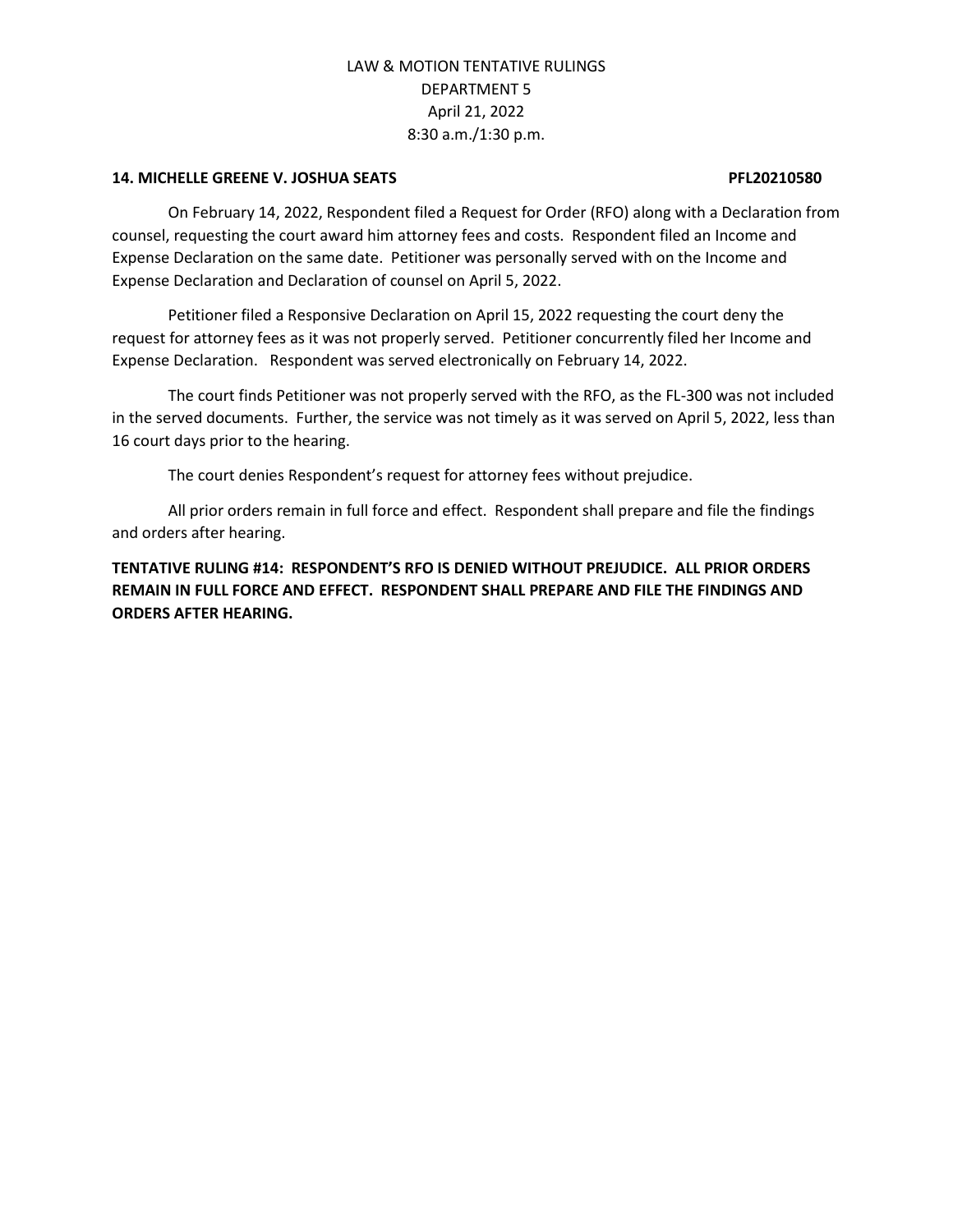LAW & MOTION TENTATIVE RULINGS
DEPARTMENT 5
April 21, 2022
8:30 a.m./1:30 p.m.

**14. MICHELLE GREENE V. JOSHUA SEATS PFL20210580**

On February 14, 2022, Respondent filed a Request for Order (RFO) along with a Declaration from counsel, requesting the court award him attorney fees and costs. Respondent filed an Income and Expense Declaration on the same date. Petitioner was personally served with on the Income and Expense Declaration and Declaration of counsel on April 5, 2022.

Petitioner filed a Responsive Declaration on April 15, 2022 requesting the court deny the request for attorney fees as it was not properly served. Petitioner concurrently filed her Income and Expense Declaration. Respondent was served electronically on February 14, 2022.

The court finds Petitioner was not properly served with the RFO, as the FL-300 was not included in the served documents. Further, the service was not timely as it was served on April 5, 2022, less than 16 court days prior to the hearing.

The court denies Respondent's request for attorney fees without prejudice.

All prior orders remain in full force and effect. Respondent shall prepare and file the findings and orders after hearing.

**TENTATIVE RULING #14: RESPONDENT'S RFO IS DENIED WITHOUT PREJUDICE. ALL PRIOR ORDERS REMAIN IN FULL FORCE AND EFFECT. RESPONDENT SHALL PREPARE AND FILE THE FINDINGS AND ORDERS AFTER HEARING.**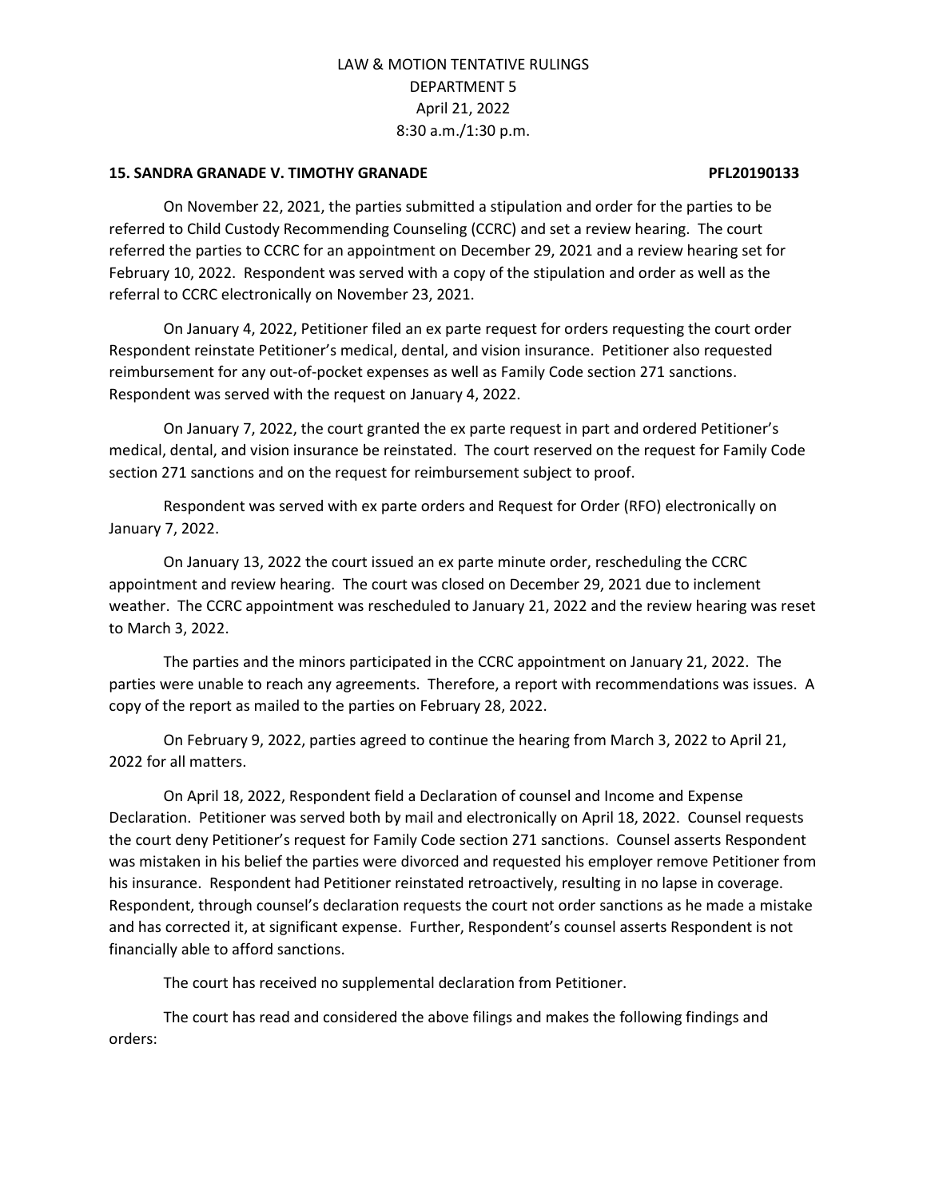LAW & MOTION TENTATIVE RULINGS
DEPARTMENT 5
April 21, 2022
8:30 a.m./1:30 p.m.

**15. SANDRA GRANADE V. TIMOTHY GRANADE PFL20190133**

On November 22, 2021, the parties submitted a stipulation and order for the parties to be referred to Child Custody Recommending Counseling (CCRC) and set a review hearing. The court referred the parties to CCRC for an appointment on December 29, 2021 and a review hearing set for February 10, 2022. Respondent was served with a copy of the stipulation and order as well as the referral to CCRC electronically on November 23, 2021.

On January 4, 2022, Petitioner filed an ex parte request for orders requesting the court order Respondent reinstate Petitioner's medical, dental, and vision insurance. Petitioner also requested reimbursement for any out-of-pocket expenses as well as Family Code section 271 sanctions. Respondent was served with the request on January 4, 2022.

On January 7, 2022, the court granted the ex parte request in part and ordered Petitioner's medical, dental, and vision insurance be reinstated. The court reserved on the request for Family Code section 271 sanctions and on the request for reimbursement subject to proof.

Respondent was served with ex parte orders and Request for Order (RFO) electronically on January 7, 2022.

On January 13, 2022 the court issued an ex parte minute order, rescheduling the CCRC appointment and review hearing. The court was closed on December 29, 2021 due to inclement weather. The CCRC appointment was rescheduled to January 21, 2022 and the review hearing was reset to March 3, 2022.

The parties and the minors participated in the CCRC appointment on January 21, 2022. The parties were unable to reach any agreements. Therefore, a report with recommendations was issues. A copy of the report as mailed to the parties on February 28, 2022.

On February 9, 2022, parties agreed to continue the hearing from March 3, 2022 to April 21, 2022 for all matters.

On April 18, 2022, Respondent field a Declaration of counsel and Income and Expense Declaration. Petitioner was served both by mail and electronically on April 18, 2022. Counsel requests the court deny Petitioner's request for Family Code section 271 sanctions. Counsel asserts Respondent was mistaken in his belief the parties were divorced and requested his employer remove Petitioner from his insurance. Respondent had Petitioner reinstated retroactively, resulting in no lapse in coverage. Respondent, through counsel's declaration requests the court not order sanctions as he made a mistake and has corrected it, at significant expense. Further, Respondent's counsel asserts Respondent is not financially able to afford sanctions.

The court has received no supplemental declaration from Petitioner.

The court has read and considered the above filings and makes the following findings and orders: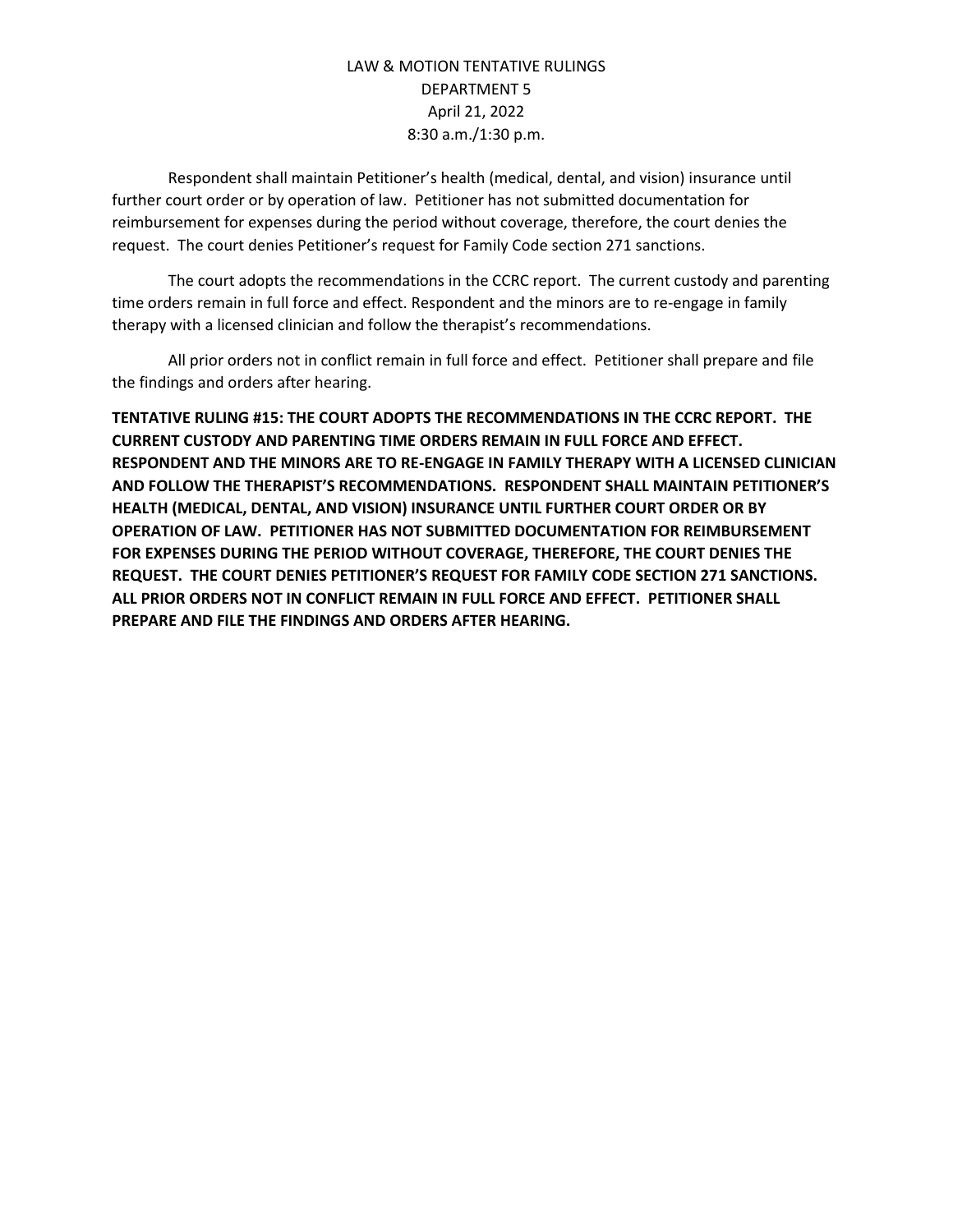Respondent shall maintain Petitioner's health (medical, dental, and vision) insurance until further court order or by operation of law. Petitioner has not submitted documentation for reimbursement for expenses during the period without coverage, therefore, the court denies the request. The court denies Petitioner's request for Family Code section 271 sanctions.

The court adopts the recommendations in the CCRC report. The current custody and parenting time orders remain in full force and effect. Respondent and the minors are to re-engage in family therapy with a licensed clinician and follow the therapist's recommendations.

All prior orders not in conflict remain in full force and effect. Petitioner shall prepare and file the findings and orders after hearing.

**TENTATIVE RULING #15: THE COURT ADOPTS THE RECOMMENDATIONS IN THE CCRC REPORT. THE CURRENT CUSTODY AND PARENTING TIME ORDERS REMAIN IN FULL FORCE AND EFFECT. RESPONDENT AND THE MINORS ARE TO RE-ENGAGE IN FAMILY THERAPY WITH A LICENSED CLINICIAN AND FOLLOW THE THERAPIST'S RECOMMENDATIONS. RESPONDENT SHALL MAINTAIN PETITIONER'S HEALTH (MEDICAL, DENTAL, AND VISION) INSURANCE UNTIL FURTHER COURT ORDER OR BY OPERATION OF LAW. PETITIONER HAS NOT SUBMITTED DOCUMENTATION FOR REIMBURSEMENT FOR EXPENSES DURING THE PERIOD WITHOUT COVERAGE, THEREFORE, THE COURT DENIES THE REQUEST. THE COURT DENIES PETITIONER'S REQUEST FOR FAMILY CODE SECTION 271 SANCTIONS. ALL PRIOR ORDERS NOT IN CONFLICT REMAIN IN FULL FORCE AND EFFECT. PETITIONER SHALL PREPARE AND FILE THE FINDINGS AND ORDERS AFTER HEARING.**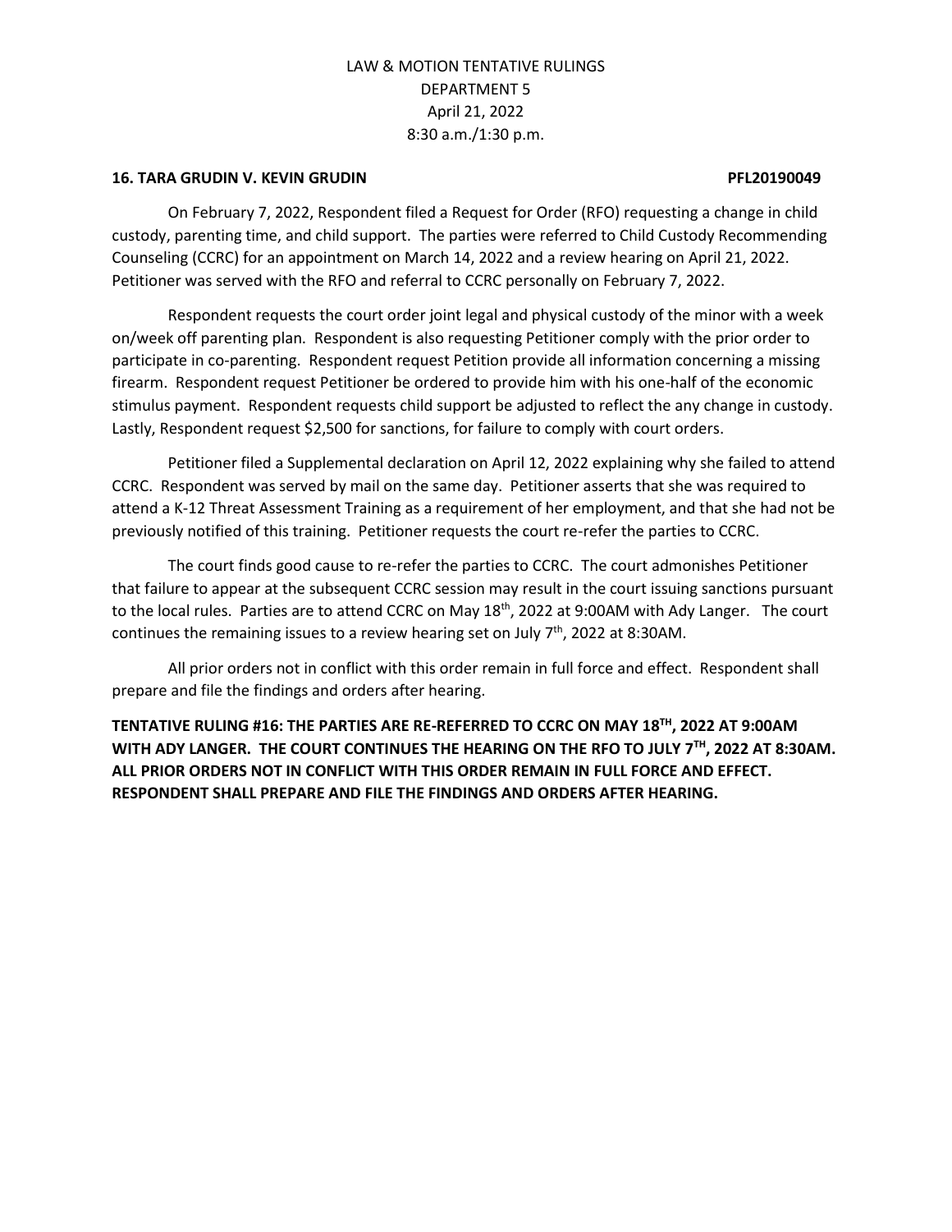LAW & MOTION TENTATIVE RULINGS
DEPARTMENT 5
April 21, 2022
8:30 a.m./1:30 p.m.

**16. TARA GRUDIN V. KEVIN GRUDIN PFL20190049**

On February 7, 2022, Respondent filed a Request for Order (RFO) requesting a change in child custody, parenting time, and child support. The parties were referred to Child Custody Recommending Counseling (CCRC) for an appointment on March 14, 2022 and a review hearing on April 21, 2022. Petitioner was served with the RFO and referral to CCRC personally on February 7, 2022.

Respondent requests the court order joint legal and physical custody of the minor with a week on/week off parenting plan. Respondent is also requesting Petitioner comply with the prior order to participate in co-parenting. Respondent request Petition provide all information concerning a missing firearm. Respondent request Petitioner be ordered to provide him with his one-half of the economic stimulus payment. Respondent requests child support be adjusted to reflect the any change in custody. Lastly, Respondent request $2,500 for sanctions, for failure to comply with court orders.

Petitioner filed a Supplemental declaration on April 12, 2022 explaining why she failed to attend CCRC. Respondent was served by mail on the same day. Petitioner asserts that she was required to attend a K-12 Threat Assessment Training as a requirement of her employment, and that she had not be previously notified of this training. Petitioner requests the court re-refer the parties to CCRC.

The court finds good cause to re-refer the parties to CCRC. The court admonishes Petitioner that failure to appear at the subsequent CCRC session may result in the court issuing sanctions pursuant to the local rules. Parties are to attend CCRC on May 18th, 2022 at 9:00AM with Ady Langer. The court continues the remaining issues to a review hearing set on July 7th, 2022 at 8:30AM.

All prior orders not in conflict with this order remain in full force and effect. Respondent shall prepare and file the findings and orders after hearing.

**TENTATIVE RULING #16: THE PARTIES ARE RE-REFERRED TO CCRC ON MAY 18TH, 2022 AT 9:00AM WITH ADY LANGER. THE COURT CONTINUES THE HEARING ON THE RFO TO JULY 7TH, 2022 AT 8:30AM. ALL PRIOR ORDERS NOT IN CONFLICT WITH THIS ORDER REMAIN IN FULL FORCE AND EFFECT. RESPONDENT SHALL PREPARE AND FILE THE FINDINGS AND ORDERS AFTER HEARING.**